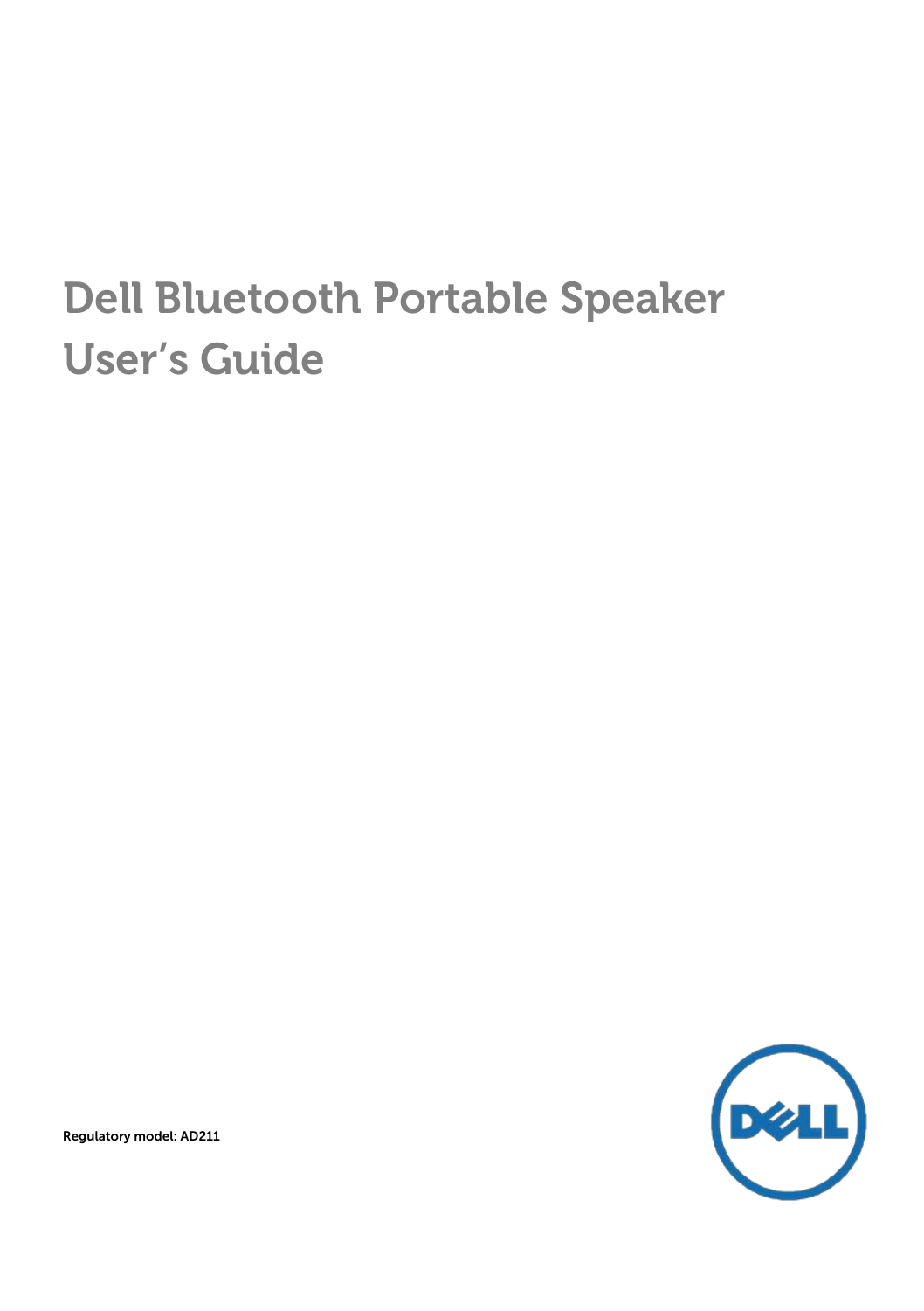# Dell Bluetooth Portable Speaker User's Guide

Regulatory model: AD211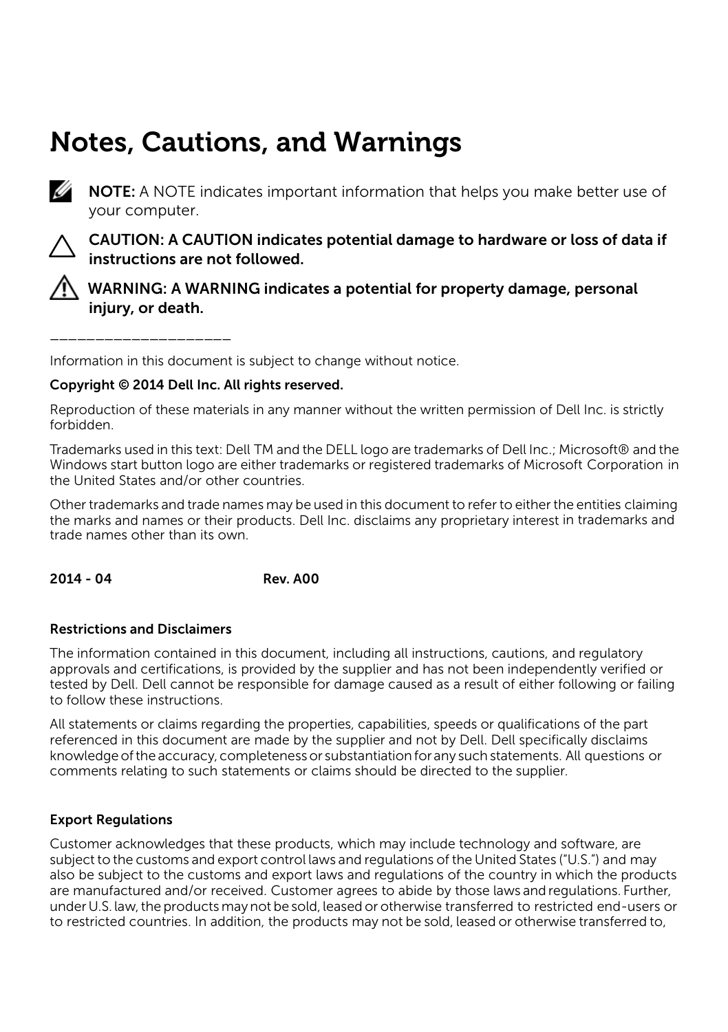# Notes, Cautions, and Warnings

**NOTE:** A NOTE indicates important information that helps you make better use of your computer.

**CAUTION: A CAUTION indicates potential damage to hardware or loss of data if instructions are not followed.**

**WARNING: A WARNING indicates a potential for property damage, personal injury, or death.**

---

Information in this document is subject to change without notice.

**Copyright © 2014 Dell Inc. All rights reserved.**

Reproduction of these materials in any manner without the written permission of Dell Inc. is strictly forbidden.

Trademarks used in this text: Dell TM and the DELL logo are trademarks of Dell Inc.; Microsoft® and the Windows start button logo are either trademarks or registered trademarks of Microsoft Corporation in the United States and/or other countries.

Other trademarks and trade names may be used in this document to refer to either the entities claiming the marks and names or their products. Dell Inc. disclaims any proprietary interest in trademarks and trade names other than its own.

**2014 - 04** **Rev. A00**

**Restrictions and Disclaimers**

The information contained in this document, including all instructions, cautions, and regulatory approvals and certifications, is provided by the supplier and has not been independently verified or tested by Dell. Dell cannot be responsible for damage caused as a result of either following or failing to follow these instructions.

All statements or claims regarding the properties, capabilities, speeds or qualifications of the part referenced in this document are made by the supplier and not by Dell. Dell specifically disclaims knowledge of the accuracy, completeness or substantiation for any such statements. All questions or comments relating to such statements or claims should be directed to the supplier.

**Export Regulations**

Customer acknowledges that these products, which may include technology and software, are subject to the customs and export control laws and regulations of the United States ("U.S.") and may also be subject to the customs and export laws and regulations of the country in which the products are manufactured and/or received. Customer agrees to abide by those laws and regulations. Further, under U.S. law, the products may not be sold, leased or otherwise transferred to restricted end-users or to restricted countries. In addition, the products may not be sold, leased or otherwise transferred to,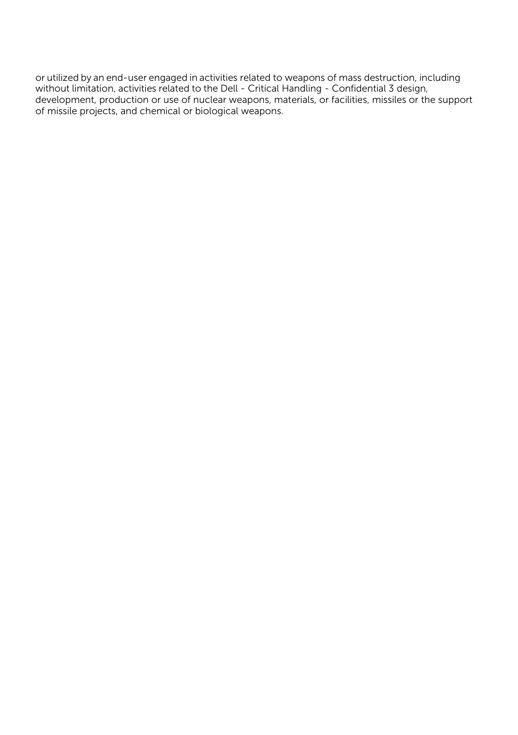or utilized by an end-user engaged in activities related to weapons of mass destruction, including without limitation, activities related to the Dell - Critical Handling - Confidential 3 design, development, production or use of nuclear weapons, materials, or facilities, missiles or the support of missile projects, and chemical or biological weapons.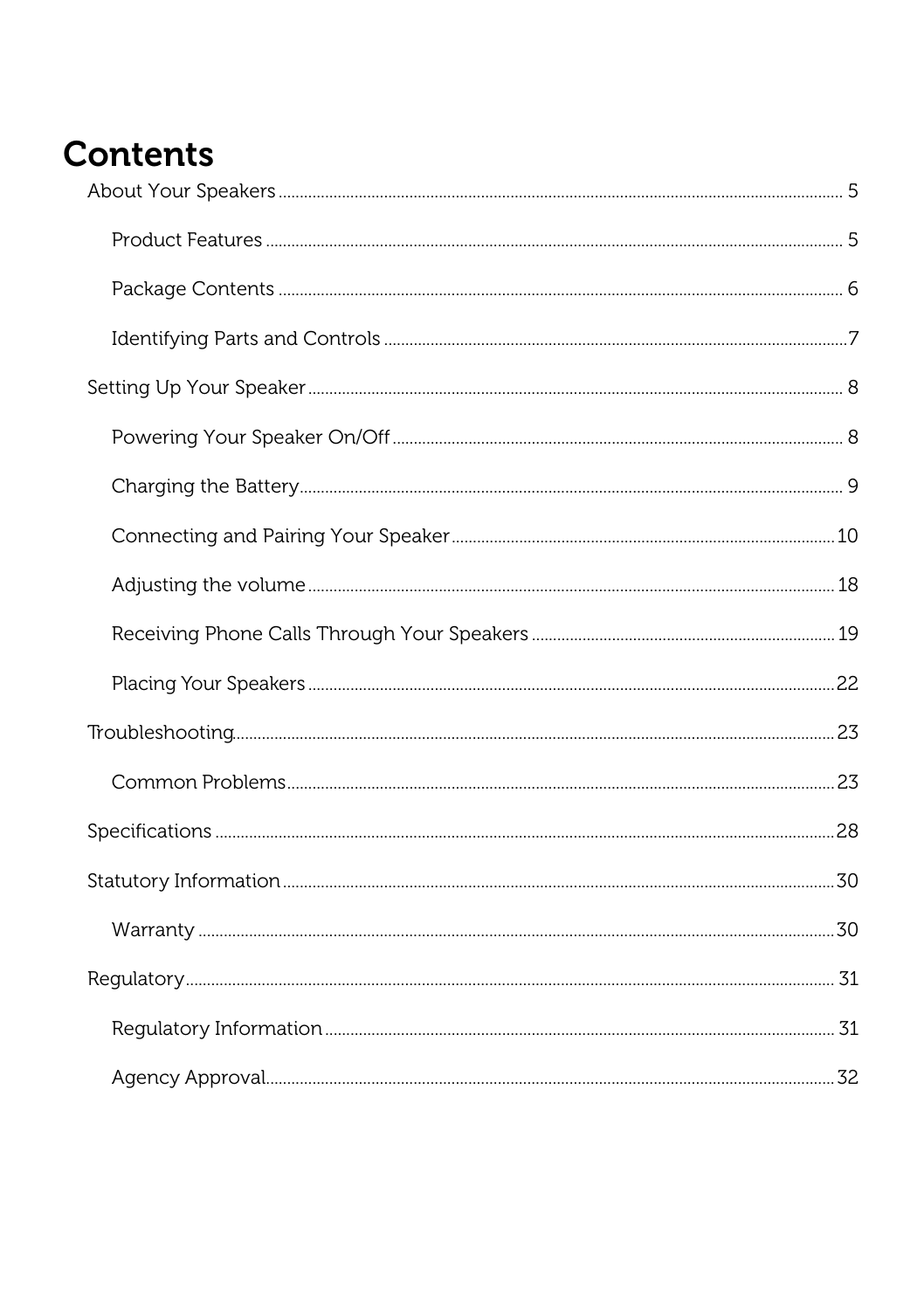# Contents

- About Your Speakers ........ 5
  - Product Features ........ 5
  - Package Contents ........ 6
  - Identifying Parts and Controls ........ 7
- Setting Up Your Speaker ........ 8
  - Powering Your Speaker On/Off ........ 8
  - Charging the Battery ........ 9
  - Connecting and Pairing Your Speaker ........ 10
  - Adjusting the volume ........ 18
  - Receiving Phone Calls Through Your Speakers ........ 19
  - Placing Your Speakers ........ 22
- Troubleshooting ........ 23
  - Common Problems ........ 23
- Specifications ........ 28
- Statutory Information ........ 30
  - Warranty ........ 30
- Regulatory ........ 31
  - Regulatory Information ........ 31
  - Agency Approval ........ 32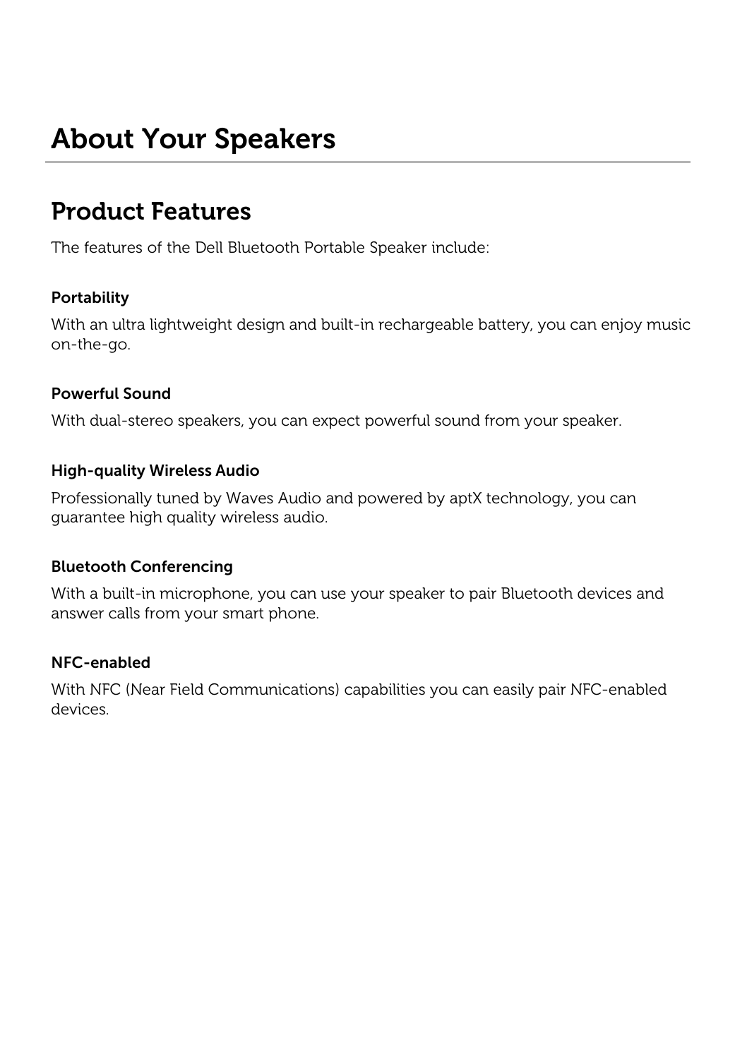# About Your Speakers

## Product Features

The features of the Dell Bluetooth Portable Speaker include:

### Portability

With an ultra lightweight design and built-in rechargeable battery, you can enjoy music on-the-go.

### Powerful Sound

With dual-stereo speakers, you can expect powerful sound from your speaker.

### High-quality Wireless Audio

Professionally tuned by Waves Audio and powered by aptX technology, you can guarantee high quality wireless audio.

### Bluetooth Conferencing

With a built-in microphone, you can use your speaker to pair Bluetooth devices and answer calls from your smart phone.

### NFC-enabled

With NFC (Near Field Communications) capabilities you can easily pair NFC-enabled devices.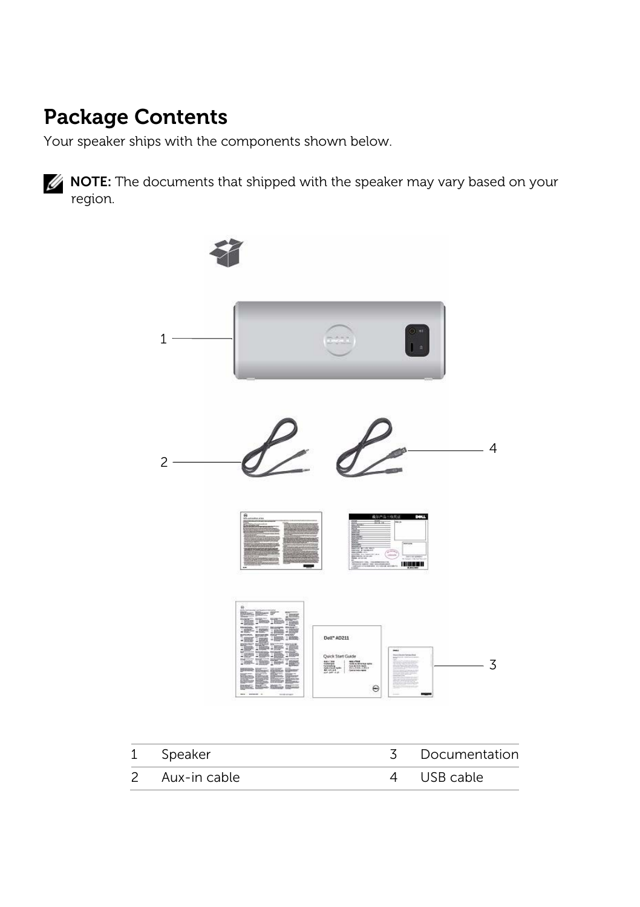# Package Contents

Your speaker ships with the components shown below.

**NOTE:** The documents that shipped with the speaker may vary based on your region.

| 1 | Speaker | 3 | Documentation |
|---|---|---|---|
| 2 | Aux-in cable | 4 | USB cable |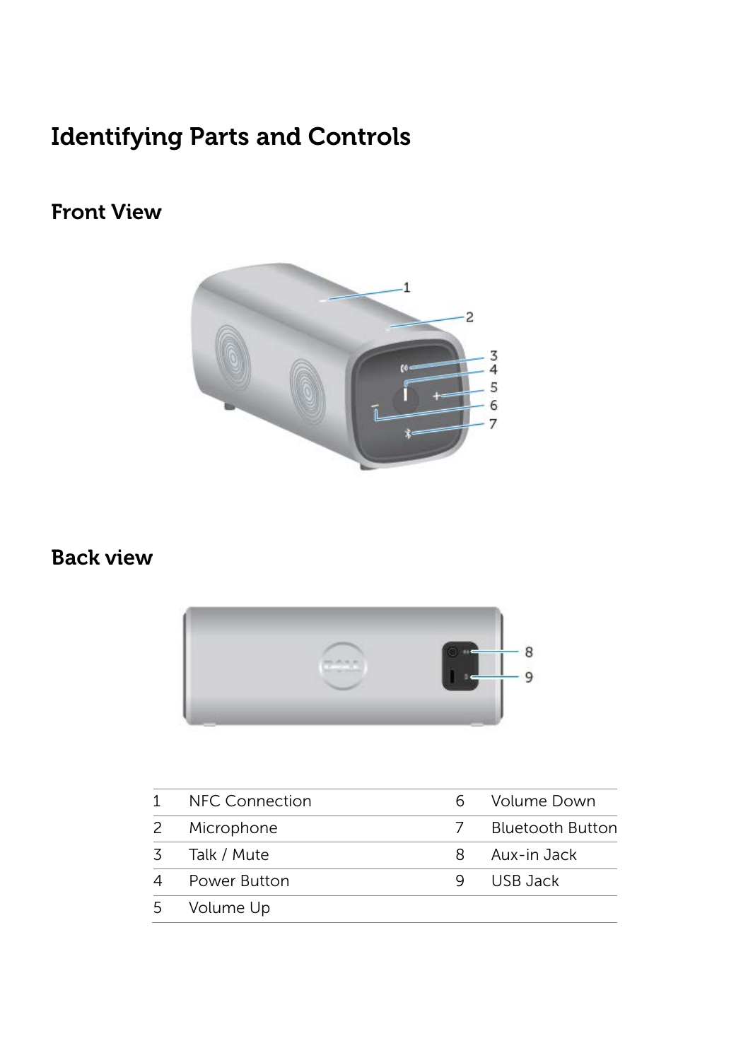# Identifying Parts and Controls

## Front View

## Back view

| 1 | NFC Connection | 6 | Volume Down |
|---|---|---|---|
| 2 | Microphone | 7 | Bluetooth Button |
| 3 | Talk / Mute | 8 | Aux-in Jack |
| 4 | Power Button | 9 | USB Jack |
| 5 | Volume Up | | |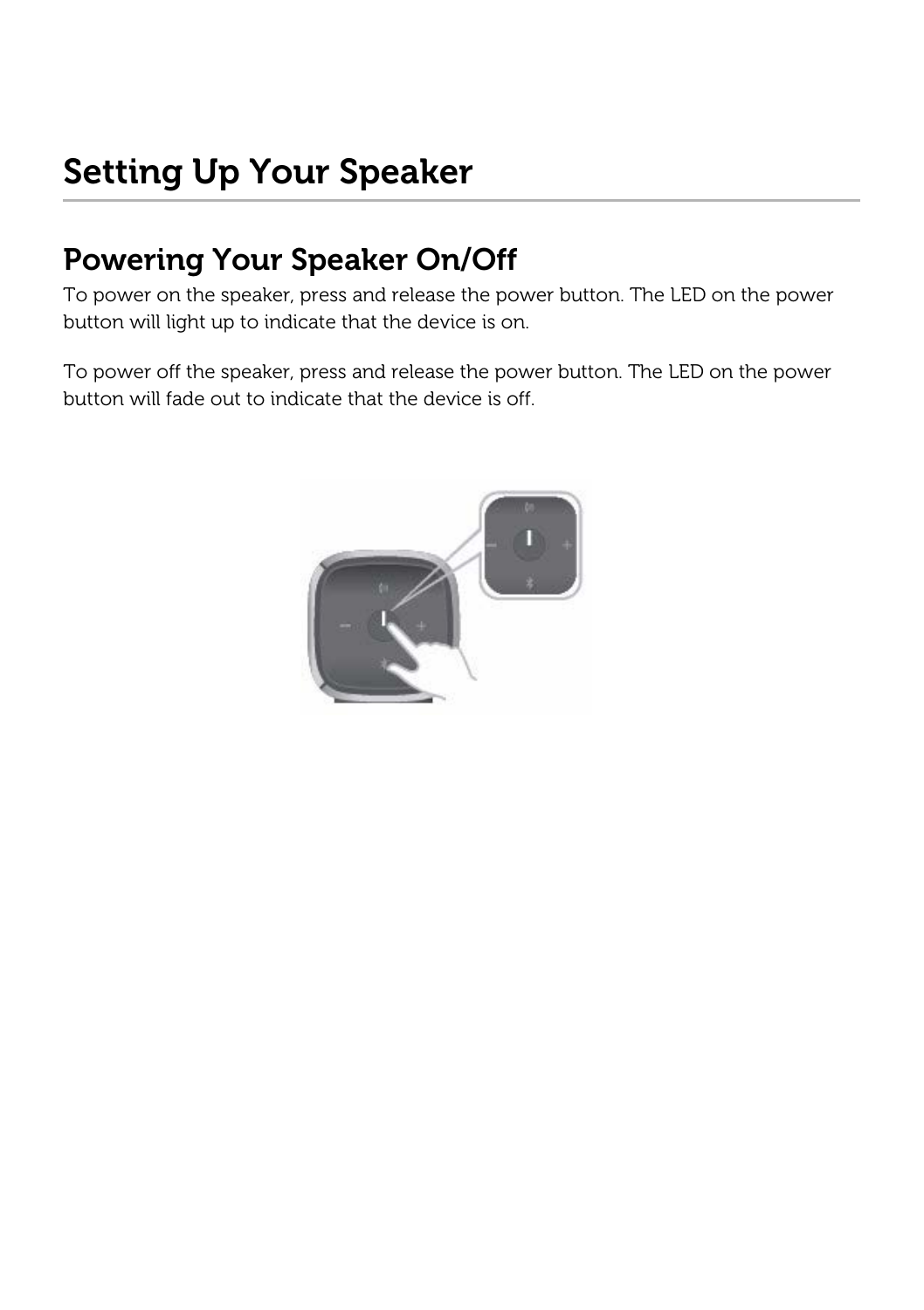# Setting Up Your Speaker

## Powering Your Speaker On/Off

To power on the speaker, press and release the power button. The LED on the power button will light up to indicate that the device is on.

To power off the speaker, press and release the power button. The LED on the power button will fade out to indicate that the device is off.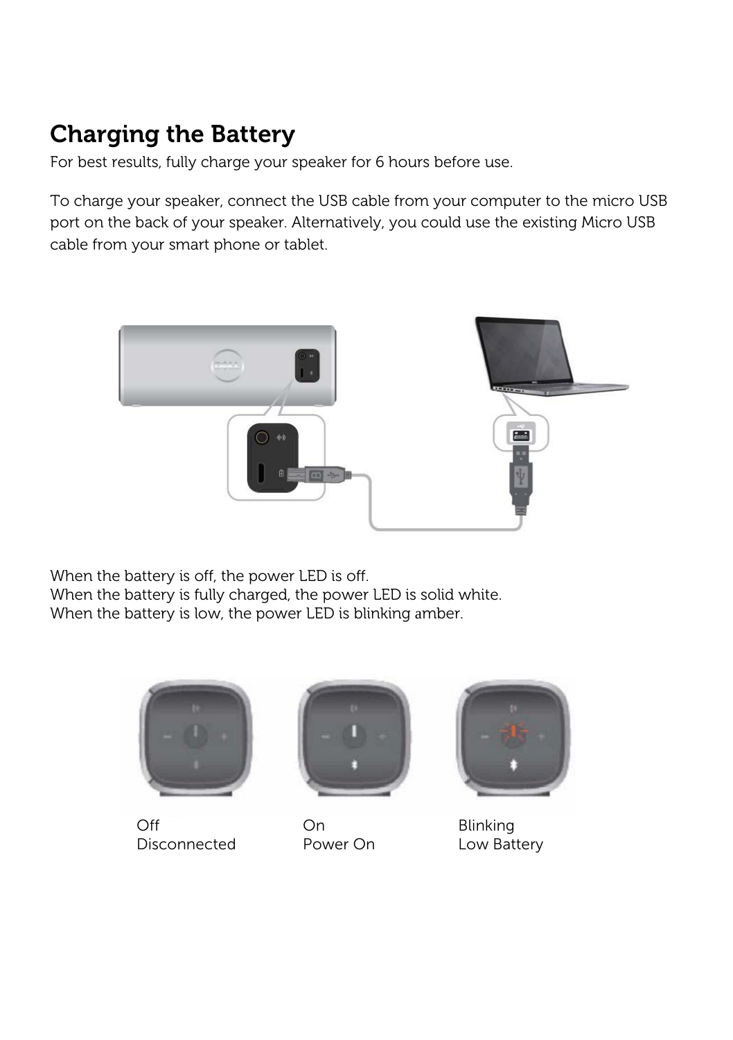## Charging the Battery

For best results, fully charge your speaker for 6 hours before use.

To charge your speaker, connect the USB cable from your computer to the micro USB port on the back of your speaker. Alternatively, you could use the existing Micro USB cable from your smart phone or tablet.

When the battery is off, the power LED is off.
When the battery is fully charged, the power LED is solid white.
When the battery is low, the power LED is blinking amber.

| Off | On | Blinking |
| --- | --- | --- |
| Disconnected | Power On | Low Battery |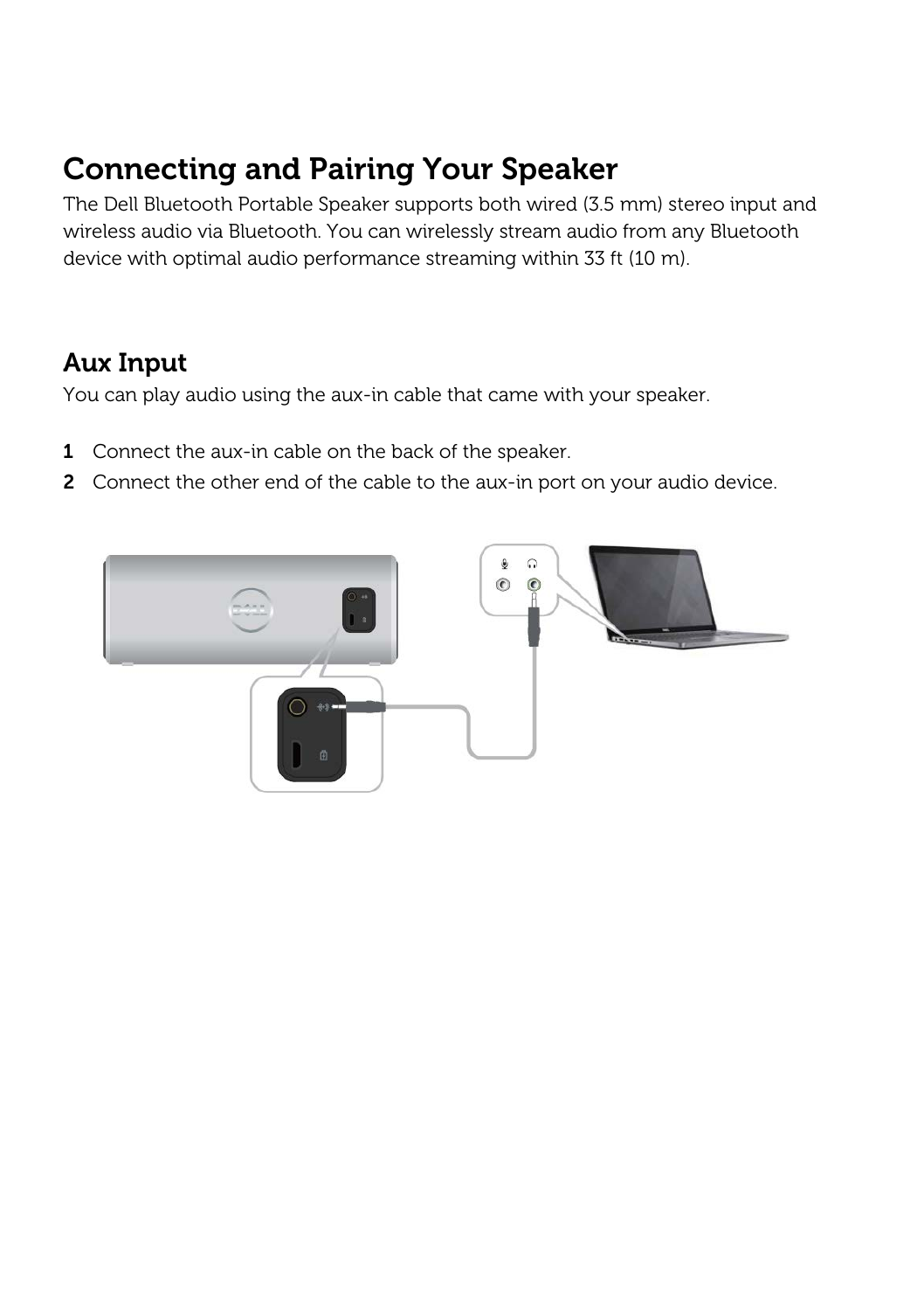# Connecting and Pairing Your Speaker

The Dell Bluetooth Portable Speaker supports both wired (3.5 mm) stereo input and wireless audio via Bluetooth. You can wirelessly stream audio from any Bluetooth device with optimal audio performance streaming within 33 ft (10 m).

## Aux Input

You can play audio using the aux-in cable that came with your speaker.

1. Connect the aux-in cable on the back of the speaker.
2. Connect the other end of the cable to the aux-in port on your audio device.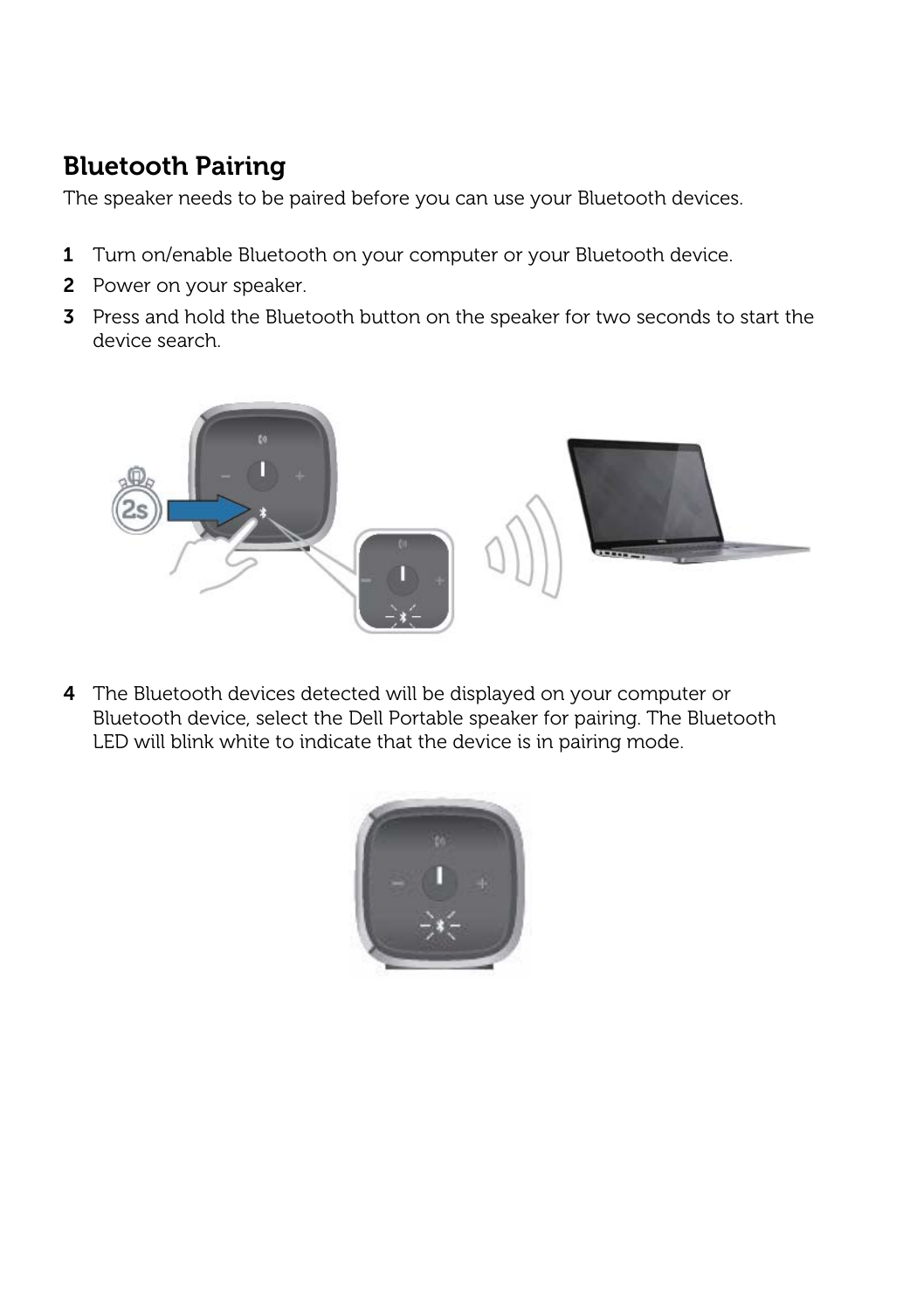## Bluetooth Pairing

The speaker needs to be paired before you can use your Bluetooth devices.

1. Turn on/enable Bluetooth on your computer or your Bluetooth device.
2. Power on your speaker.
3. Press and hold the Bluetooth button on the speaker for two seconds to start the device search.
4. The Bluetooth devices detected will be displayed on your computer or Bluetooth device, select the Dell Portable speaker for pairing. The Bluetooth LED will blink white to indicate that the device is in pairing mode.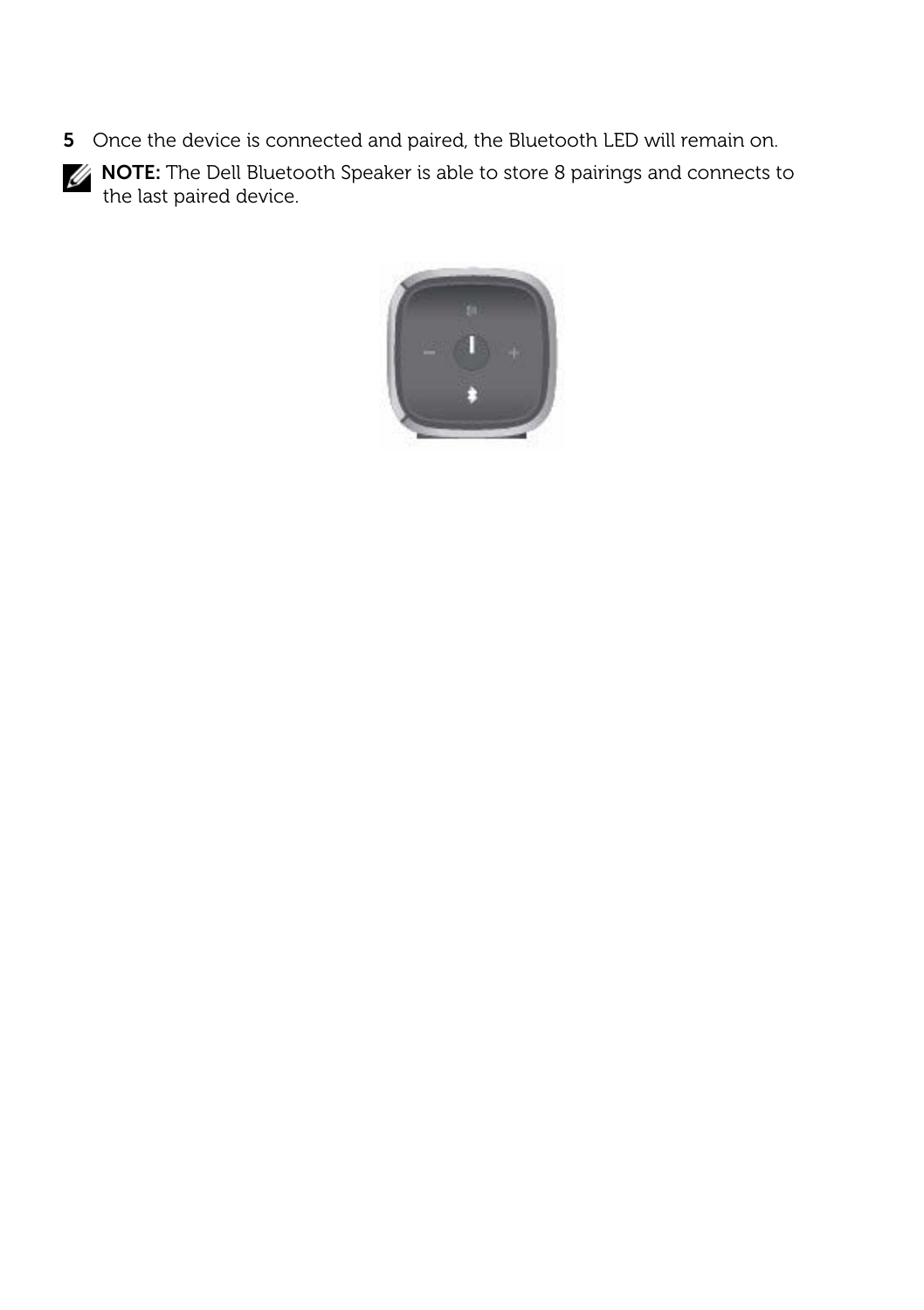5 Once the device is connected and paired, the Bluetooth LED will remain on.

**NOTE:** The Dell Bluetooth Speaker is able to store 8 pairings and connects to the last paired device.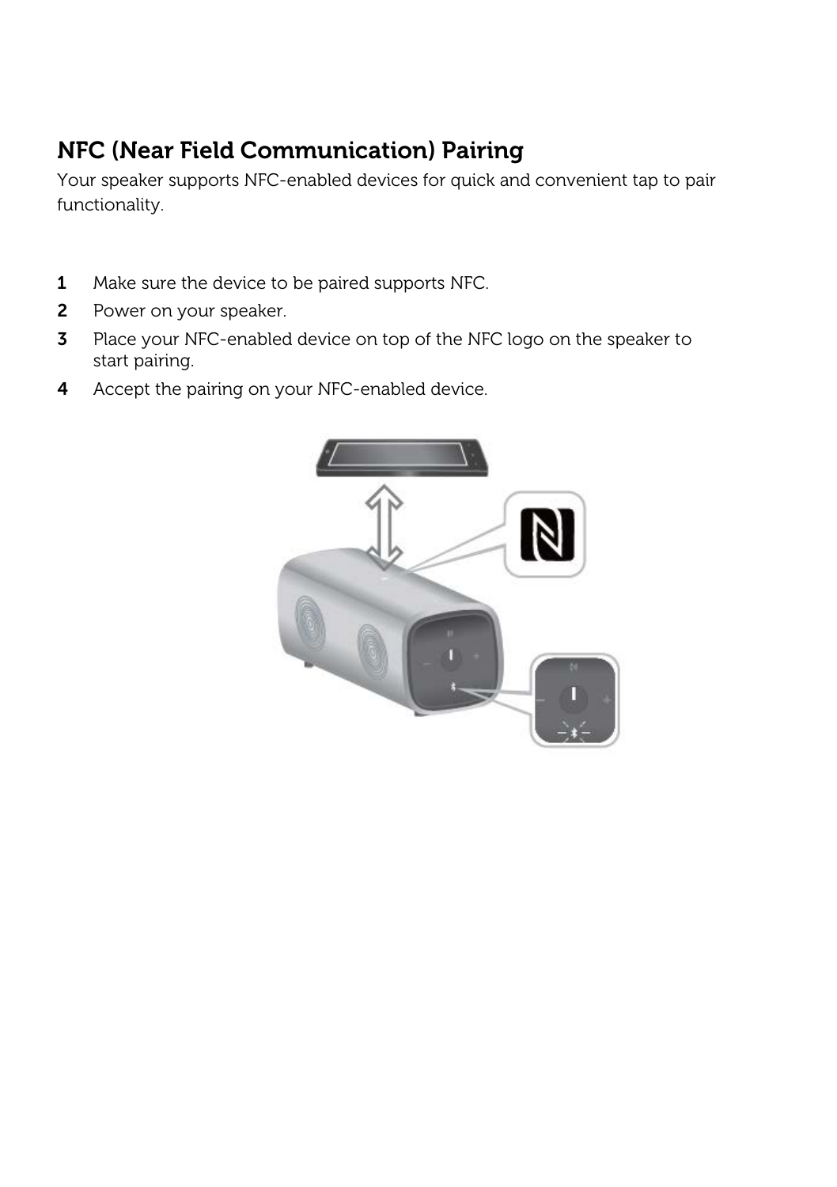## NFC (Near Field Communication) Pairing

Your speaker supports NFC-enabled devices for quick and convenient tap to pair functionality.

1. Make sure the device to be paired supports NFC.
2. Power on your speaker.
3. Place your NFC-enabled device on top of the NFC logo on the speaker to start pairing.
4. Accept the pairing on your NFC-enabled device.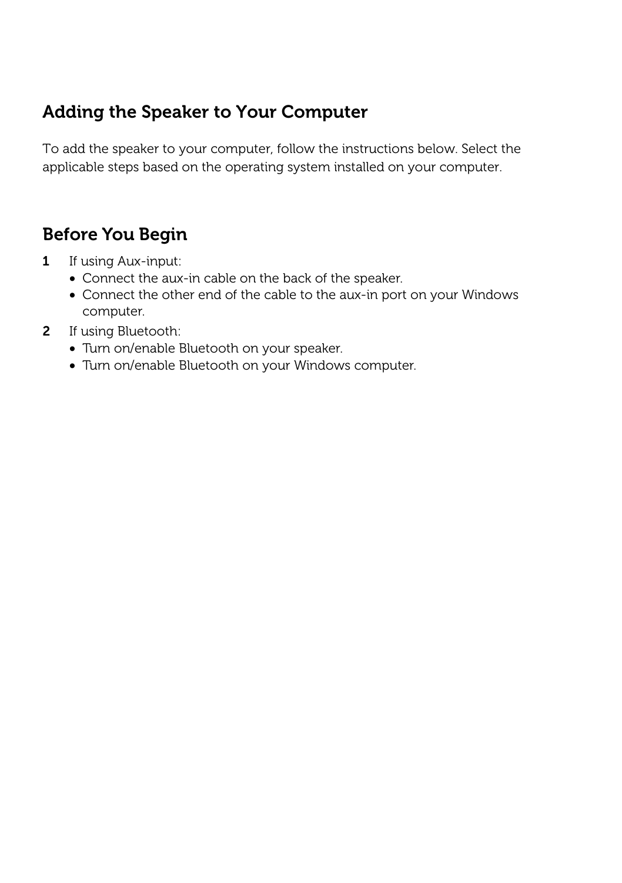## Adding the Speaker to Your Computer

To add the speaker to your computer, follow the instructions below. Select the applicable steps based on the operating system installed on your computer.

## Before You Begin

1. If using Aux-input:
   - Connect the aux-in cable on the back of the speaker.
   - Connect the other end of the cable to the aux-in port on your Windows computer.
2. If using Bluetooth:
   - Turn on/enable Bluetooth on your speaker.
   - Turn on/enable Bluetooth on your Windows computer.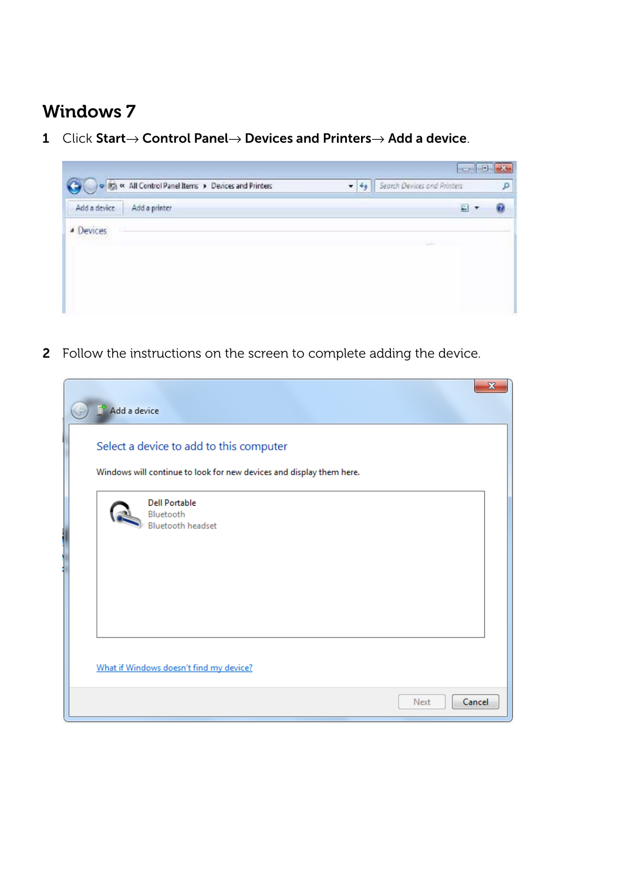## Windows 7

1 Click **Start**→ **Control Panel**→ **Devices and Printers**→ **Add a device**.

2 Follow the instructions on the screen to complete adding the device.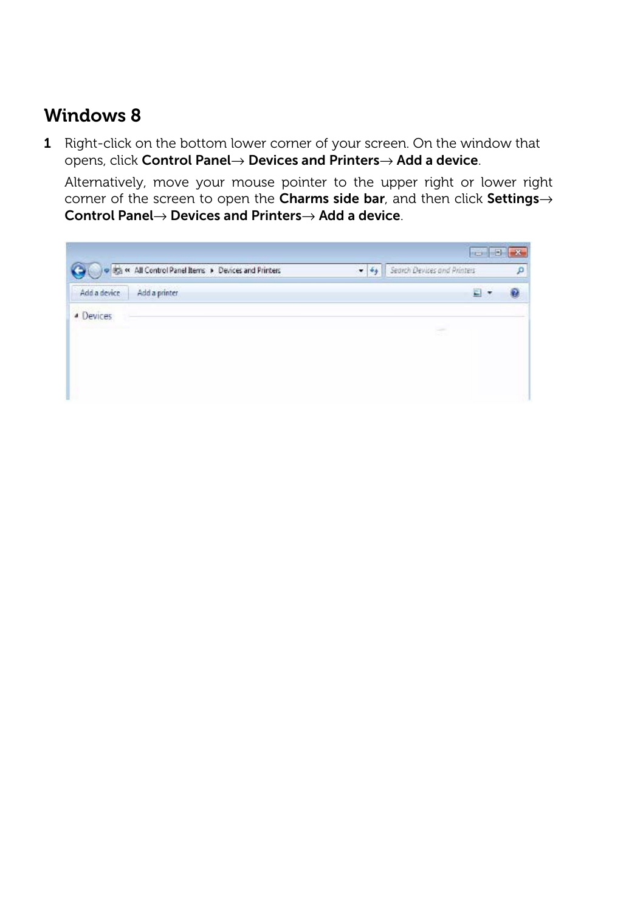## Windows 8

1 Right-click on the bottom lower corner of your screen. On the window that opens, click **Control Panel**→ **Devices and Printers**→ **Add a device**.

   Alternatively, move your mouse pointer to the upper right or lower right corner of the screen to open the **Charms side bar**, and then click **Settings**→ **Control Panel**→ **Devices and Printers**→ **Add a device**.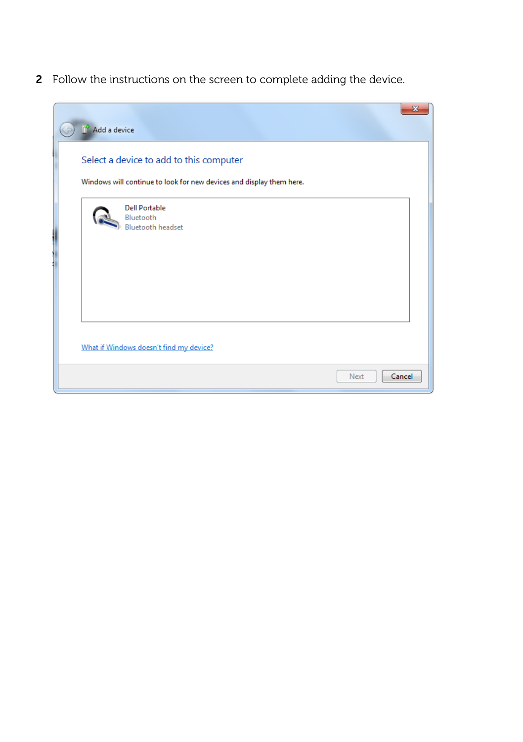2 Follow the instructions on the screen to complete adding the device.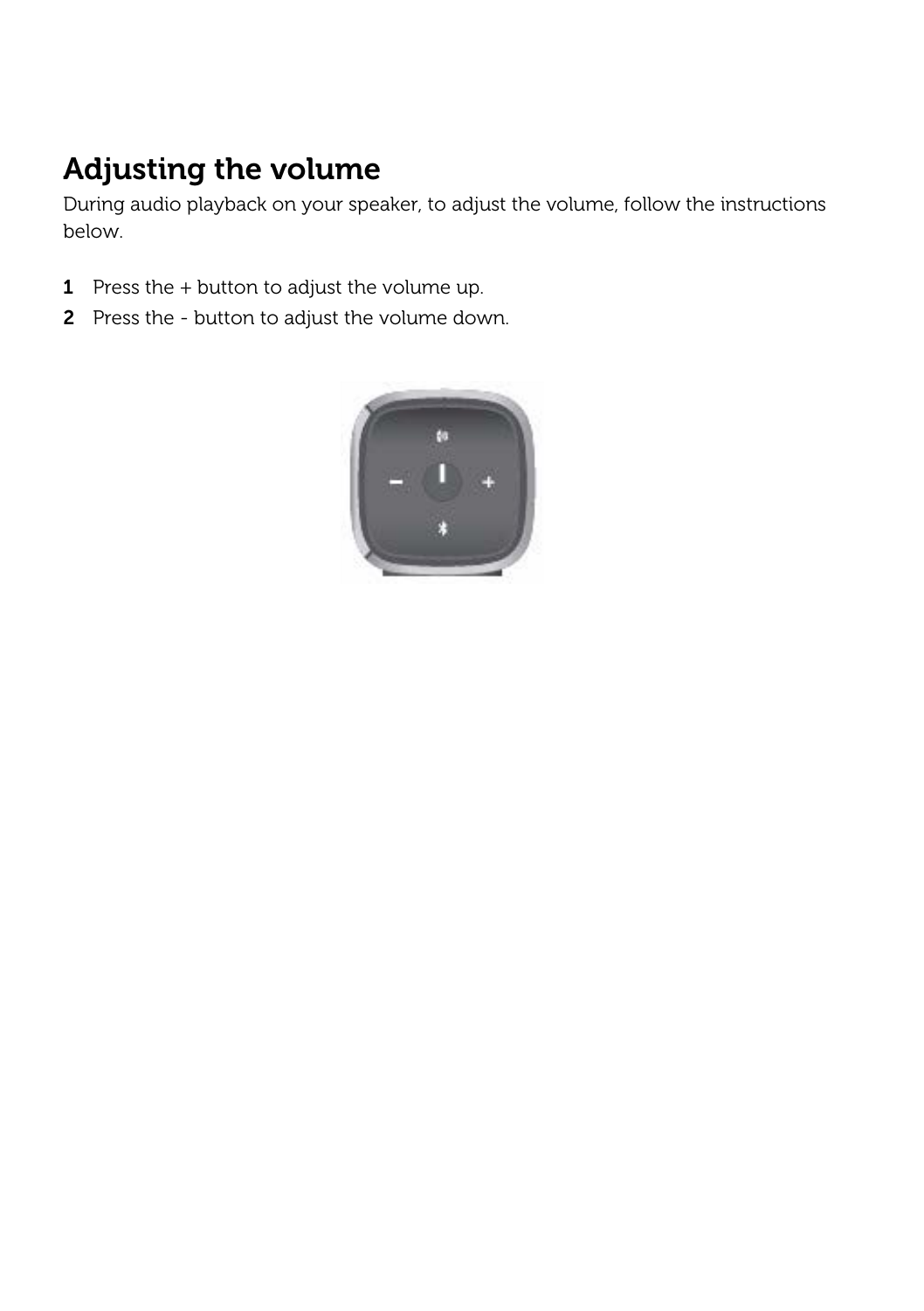## Adjusting the volume

During audio playback on your speaker, to adjust the volume, follow the instructions below.

1. Press the + button to adjust the volume up.
2. Press the - button to adjust the volume down.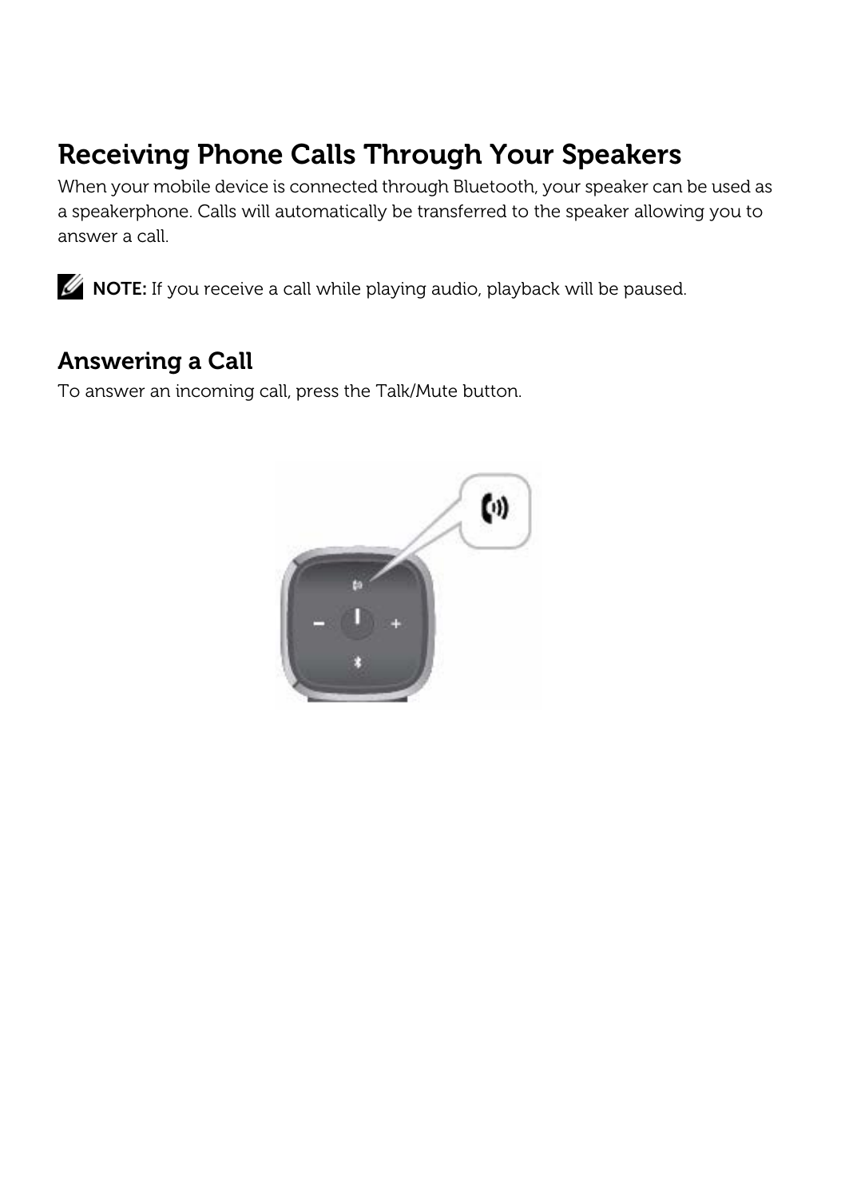## Receiving Phone Calls Through Your Speakers

When your mobile device is connected through Bluetooth, your speaker can be used as a speakerphone. Calls will automatically be transferred to the speaker allowing you to answer a call.

**NOTE:** If you receive a call while playing audio, playback will be paused.

### Answering a Call

To answer an incoming call, press the Talk/Mute button.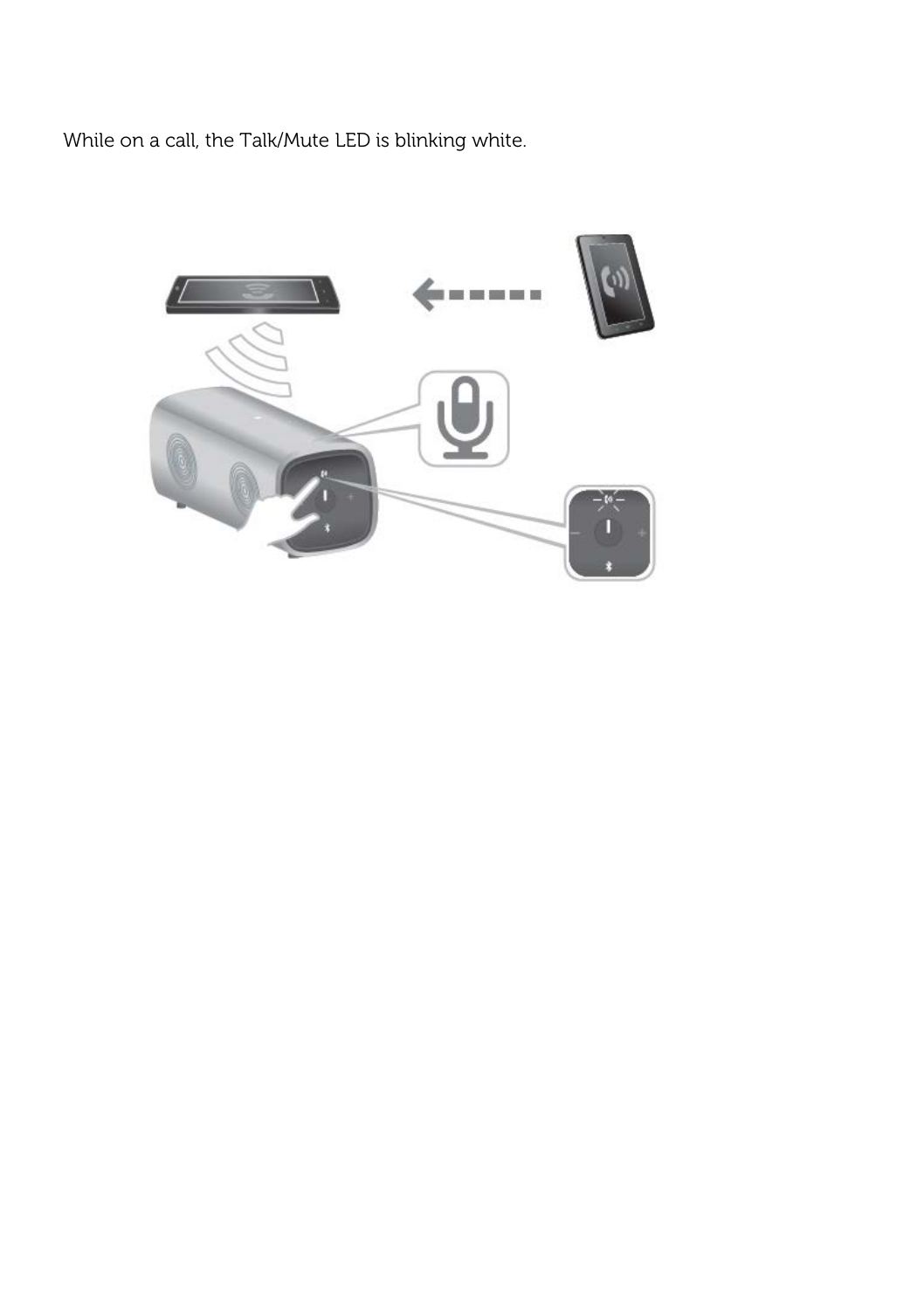While on a call, the Talk/Mute LED is blinking white.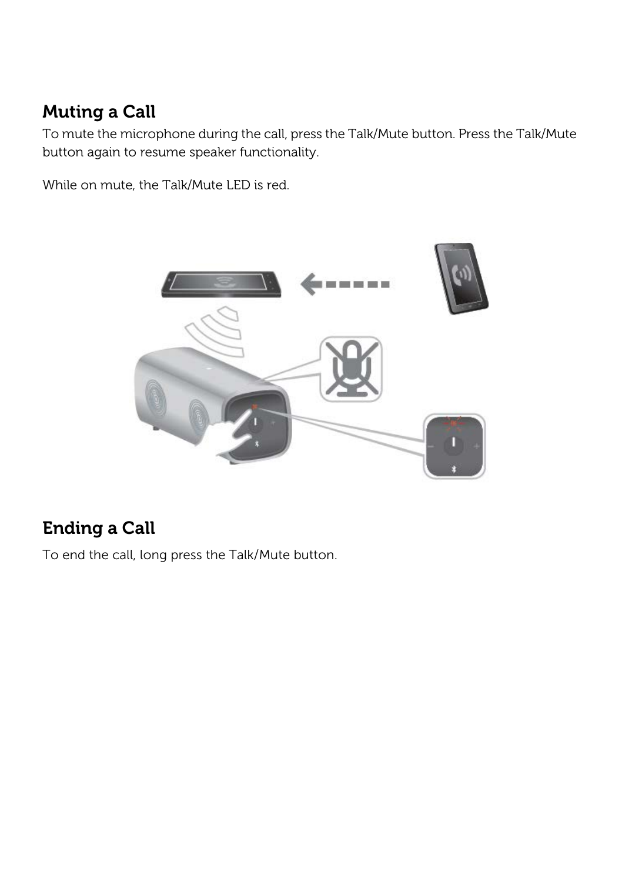## Muting a Call

To mute the microphone during the call, press the Talk/Mute button. Press the Talk/Mute button again to resume speaker functionality.

While on mute, the Talk/Mute LED is red.

## Ending a Call

To end the call, long press the Talk/Mute button.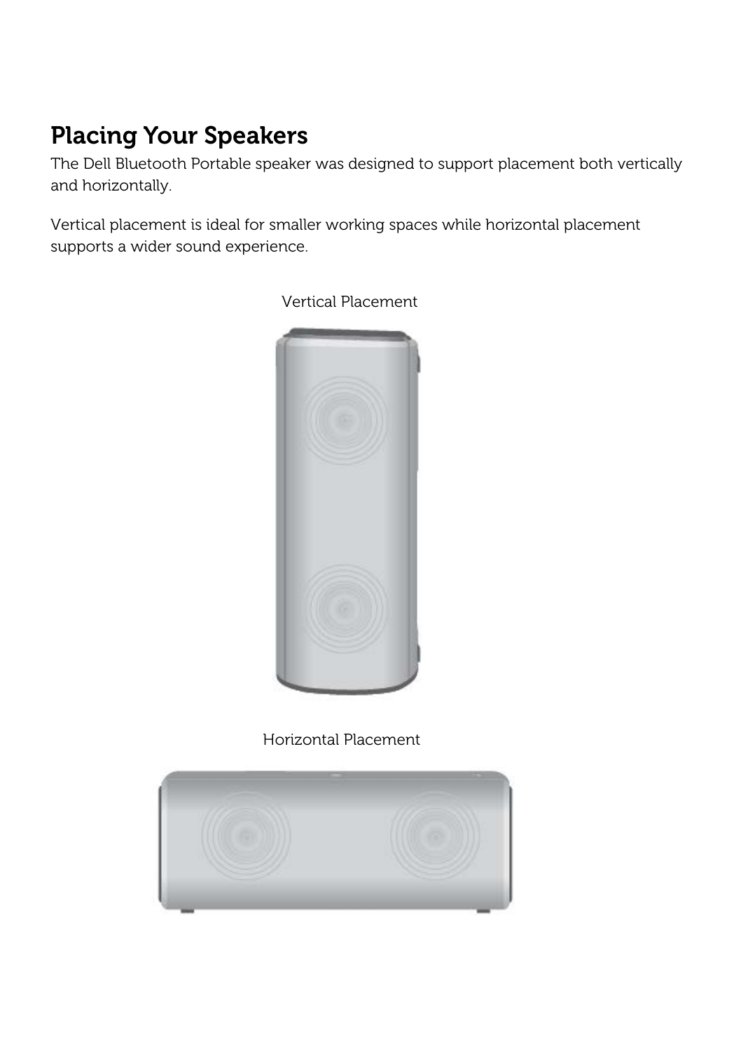## Placing Your Speakers

The Dell Bluetooth Portable speaker was designed to support placement both vertically and horizontally.

Vertical placement is ideal for smaller working spaces while horizontal placement supports a wider sound experience.

Vertical Placement

Horizontal Placement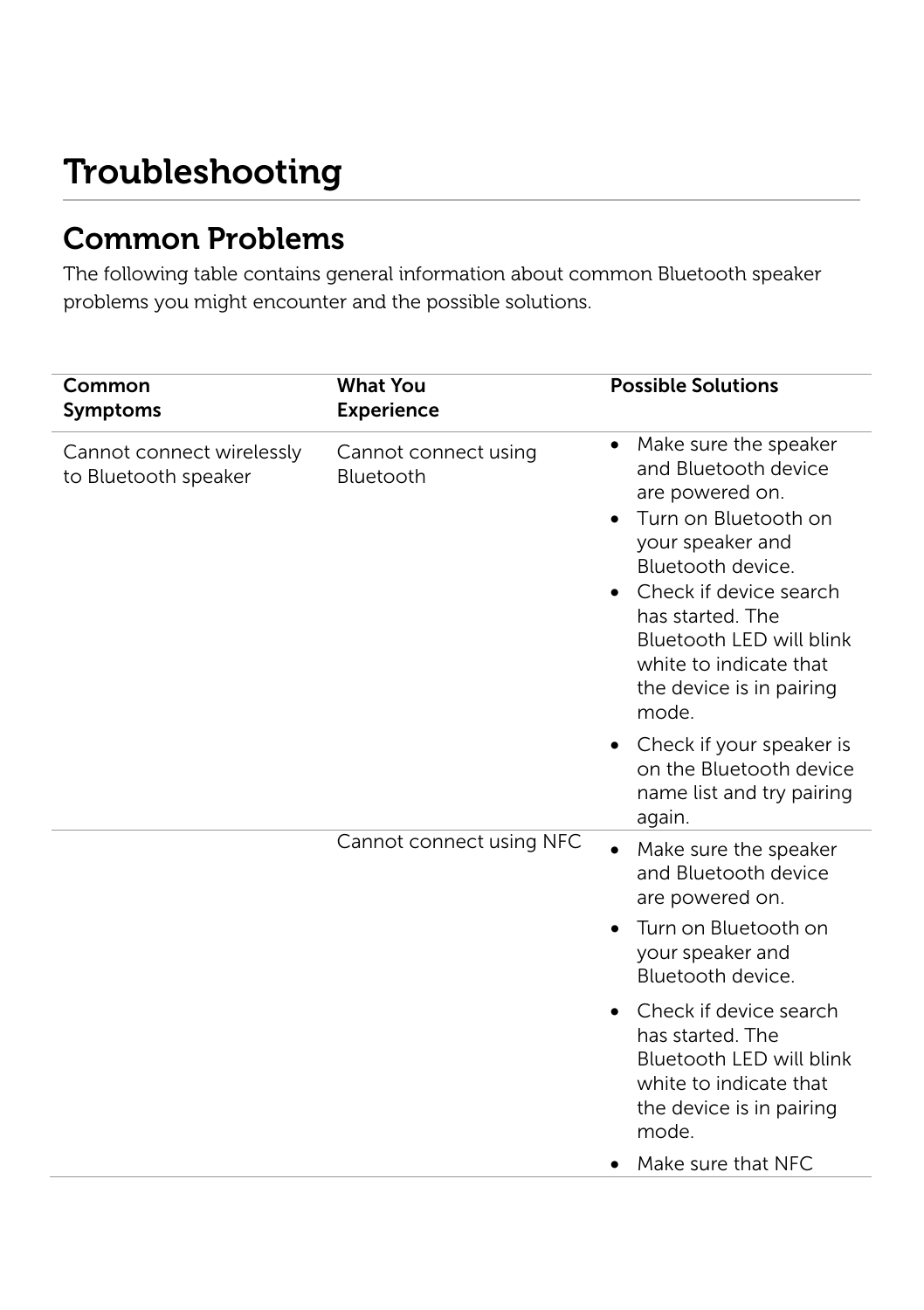# Troubleshooting

## Common Problems

The following table contains general information about common Bluetooth speaker problems you might encounter and the possible solutions.

| Common Symptoms | What You Experience | Possible Solutions |
|---|---|---|
| Cannot connect wirelessly to Bluetooth speaker | Cannot connect using Bluetooth | • Make sure the speaker and Bluetooth device are powered on.<br>• Turn on Bluetooth on your speaker and Bluetooth device.<br>• Check if device search has started. The Bluetooth LED will blink white to indicate that the device is in pairing mode.<br>• Check if your speaker is on the Bluetooth device name list and try pairing again. |
| | Cannot connect using NFC | • Make sure the speaker and Bluetooth device are powered on.<br>• Turn on Bluetooth on your speaker and Bluetooth device.<br>• Check if device search has started. The Bluetooth LED will blink white to indicate that the device is in pairing mode.<br>• Make sure that NFC |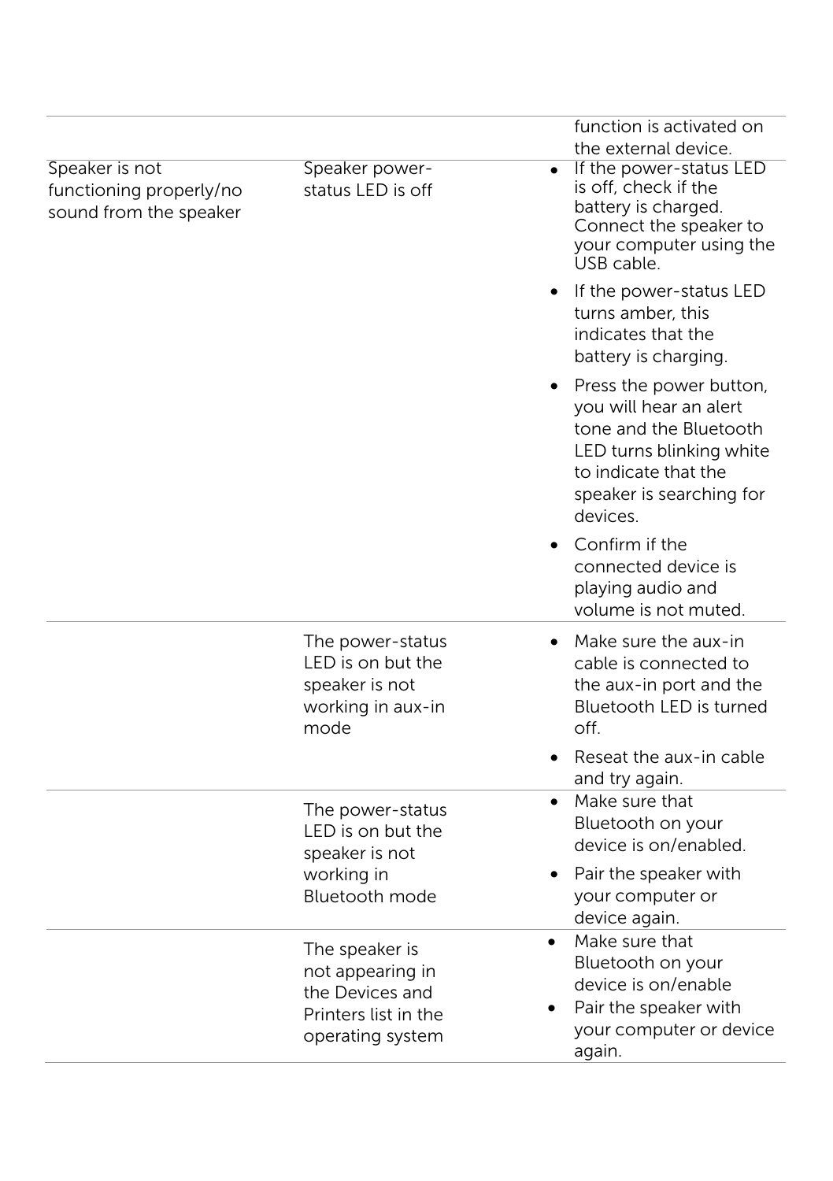| | | |
|---|---|---|
| | | function is activated on the external device. |
| Speaker is not functioning properly/no sound from the speaker | Speaker power-status LED is off | • If the power-status LED is off, check if the battery is charged. Connect the speaker to your computer using the USB cable.<br>• If the power-status LED turns amber, this indicates that the battery is charging.<br>• Press the power button, you will hear an alert tone and the Bluetooth LED turns blinking white to indicate that the speaker is searching for devices.<br>• Confirm if the connected device is playing audio and volume is not muted. |
| | The power-status LED is on but the speaker is not working in aux-in mode | • Make sure the aux-in cable is connected to the aux-in port and the Bluetooth LED is turned off.<br>• Reseat the aux-in cable and try again. |
| | The power-status LED is on but the speaker is not working in Bluetooth mode | • Make sure that Bluetooth on your device is on/enabled.<br>• Pair the speaker with your computer or device again. |
| | The speaker is not appearing in the Devices and Printers list in the operating system | • Make sure that Bluetooth on your device is on/enable<br>• Pair the speaker with your computer or device again. |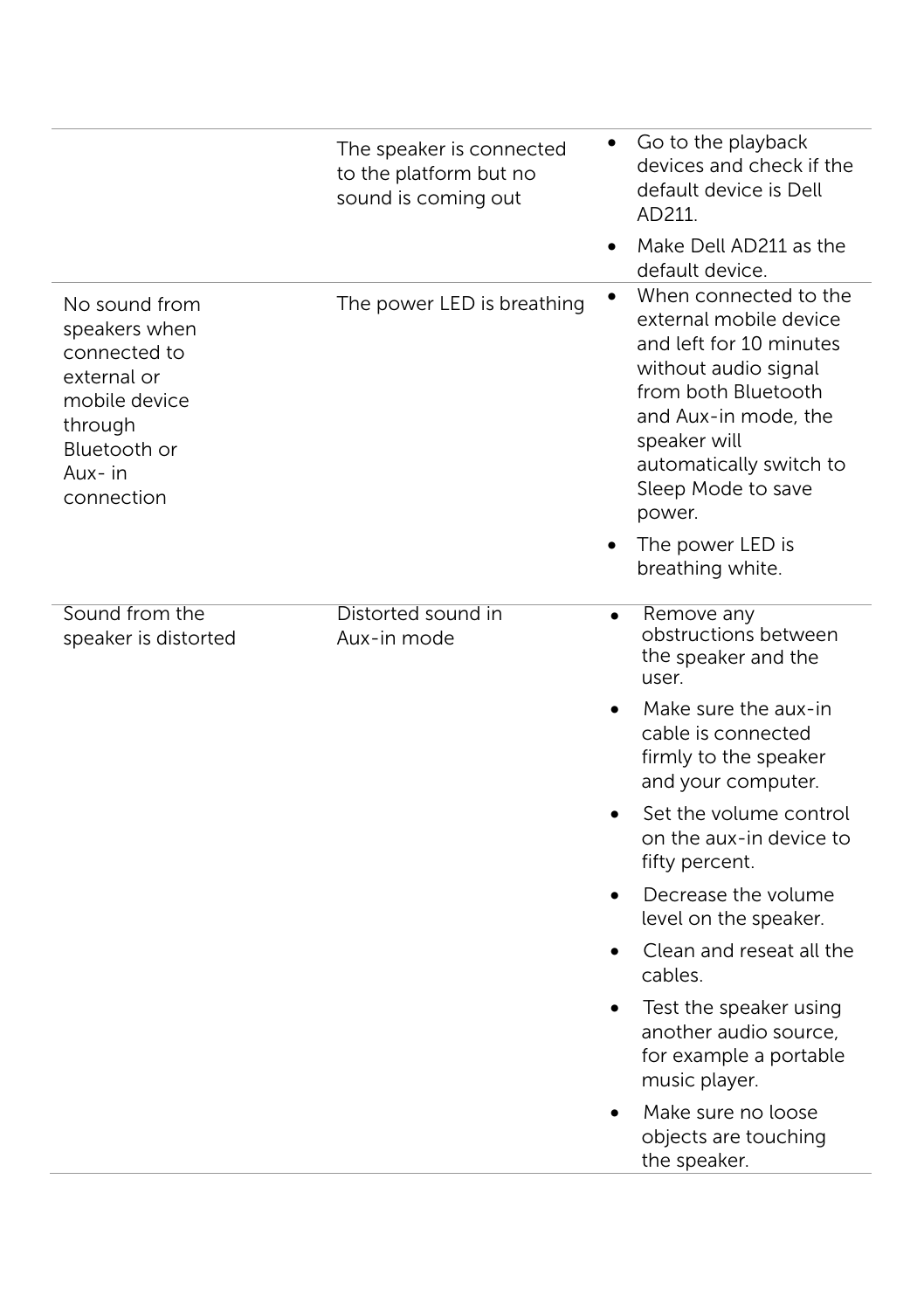| | | |
|---|---|---|
| | The speaker is connected to the platform but no sound is coming out | • Go to the playback devices and check if the default device is Dell AD211.<br>• Make Dell AD211 as the default device. |
| No sound from speakers when connected to external or mobile device through Bluetooth or Aux- in connection | The power LED is breathing | • When connected to the external mobile device and left for 10 minutes without audio signal from both Bluetooth and Aux-in mode, the speaker will automatically switch to Sleep Mode to save power.<br>• The power LED is breathing white. |
| Sound from the speaker is distorted | Distorted sound in Aux-in mode | • Remove any obstructions between the speaker and the user.<br>• Make sure the aux-in cable is connected firmly to the speaker and your computer.<br>• Set the volume control on the aux-in device to fifty percent.<br>• Decrease the volume level on the speaker.<br>• Clean and reseat all the cables.<br>• Test the speaker using another audio source, for example a portable music player.<br>• Make sure no loose objects are touching the speaker. |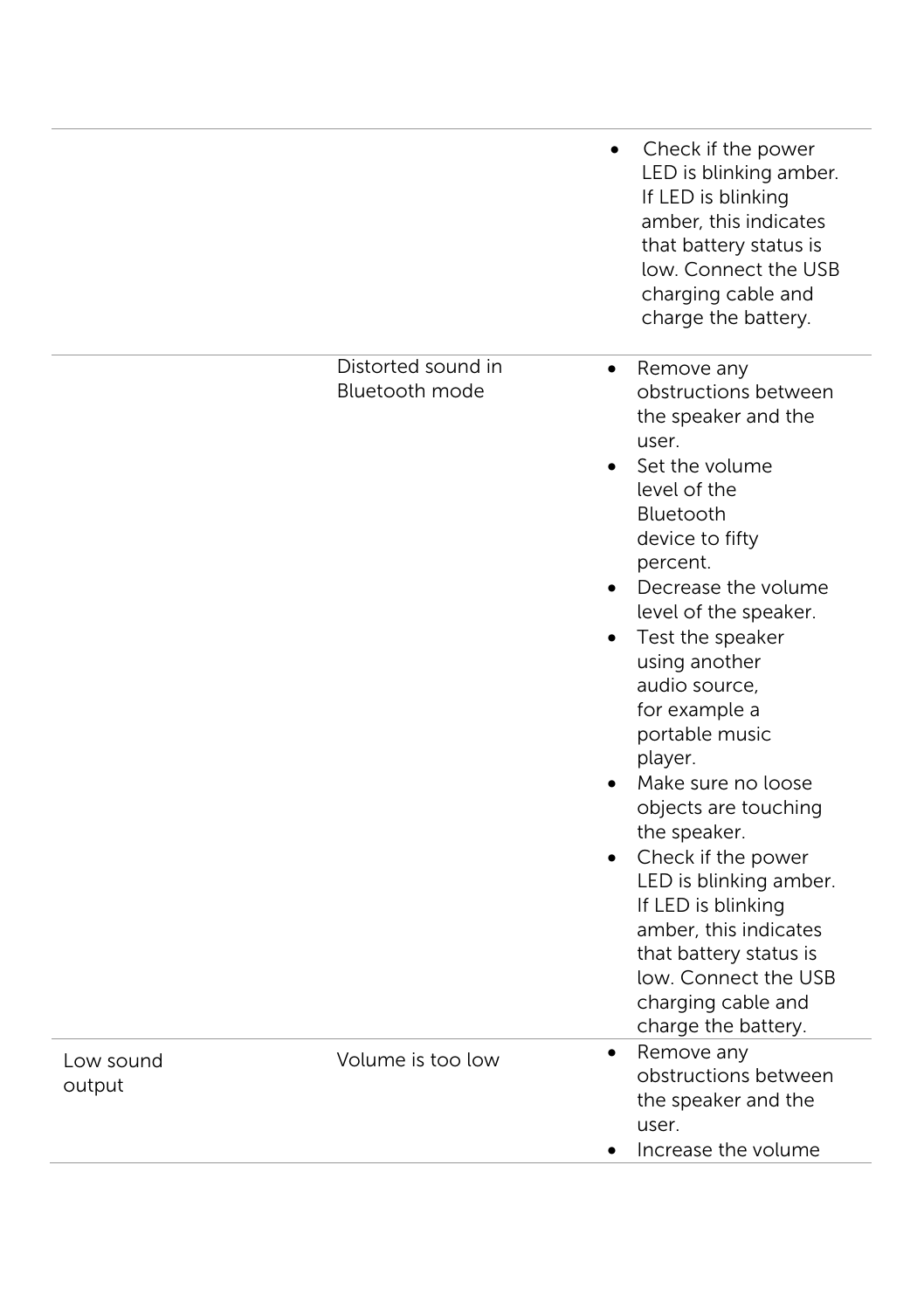| | | |
|---|---|---|
| | | • Check if the power LED is blinking amber. If LED is blinking amber, this indicates that battery status is low. Connect the USB charging cable and charge the battery. |
| | Distorted sound in Bluetooth mode | • Remove any obstructions between the speaker and the user.<br>• Set the volume level of the Bluetooth device to fifty percent.<br>• Decrease the volume level of the speaker.<br>• Test the speaker using another audio source, for example a portable music player.<br>• Make sure no loose objects are touching the speaker.<br>• Check if the power LED is blinking amber. If LED is blinking amber, this indicates that battery status is low. Connect the USB charging cable and charge the battery. |
| Low sound output | Volume is too low | • Remove any obstructions between the speaker and the user.<br>• Increase the volume |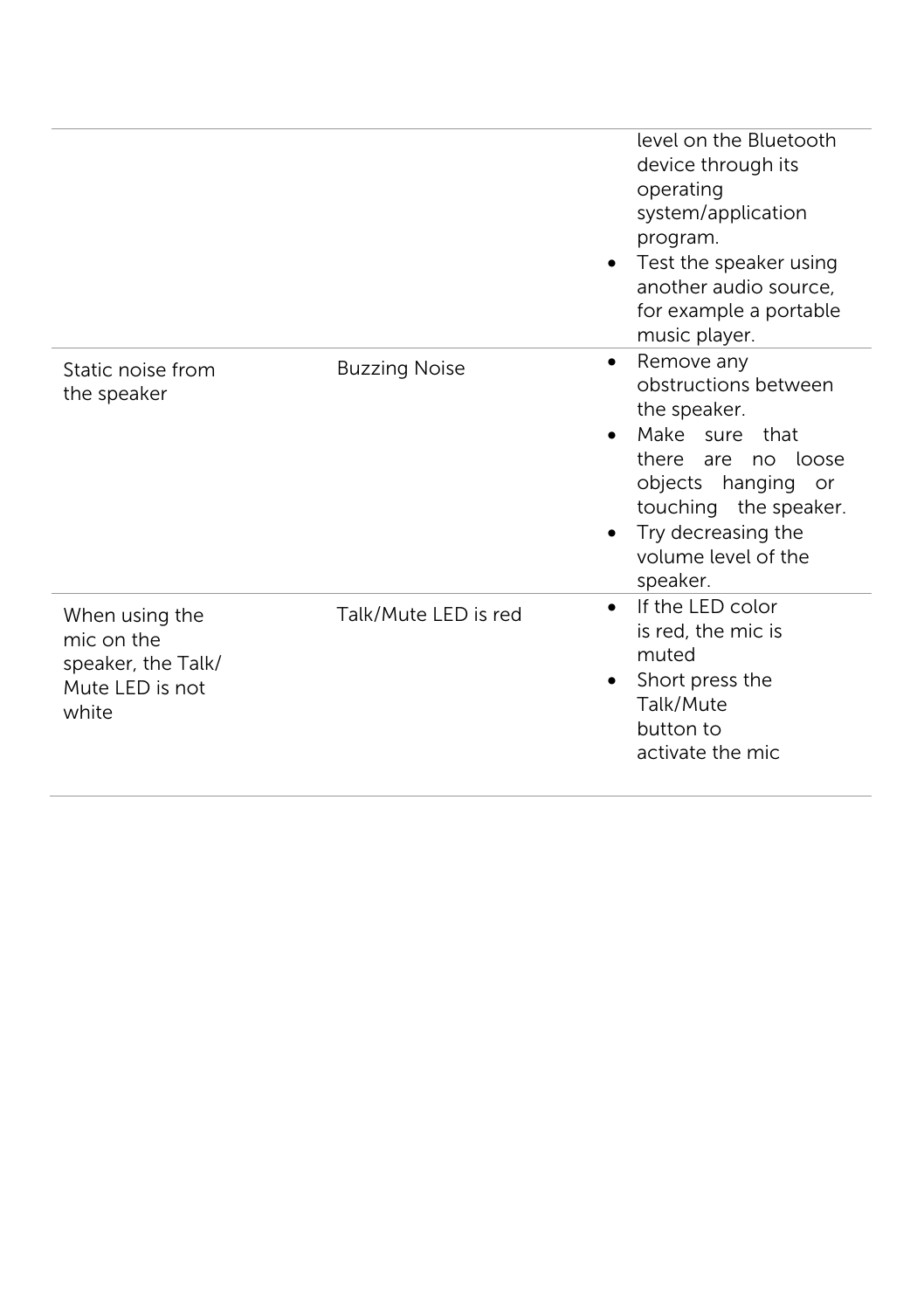| | | |
|---|---|---|
| | | level on the Bluetooth device through its operating system/application program.<br>• Test the speaker using another audio source, for example a portable music player. |
| Static noise from the speaker | Buzzing Noise | • Remove any obstructions between the speaker.<br>• Make sure that there are no loose objects hanging or touching the speaker.<br>• Try decreasing the volume level of the speaker. |
| When using the mic on the speaker, the Talk/ Mute LED is not white | Talk/Mute LED is red | • If the LED color is red, the mic is muted<br>• Short press the Talk/Mute button to activate the mic |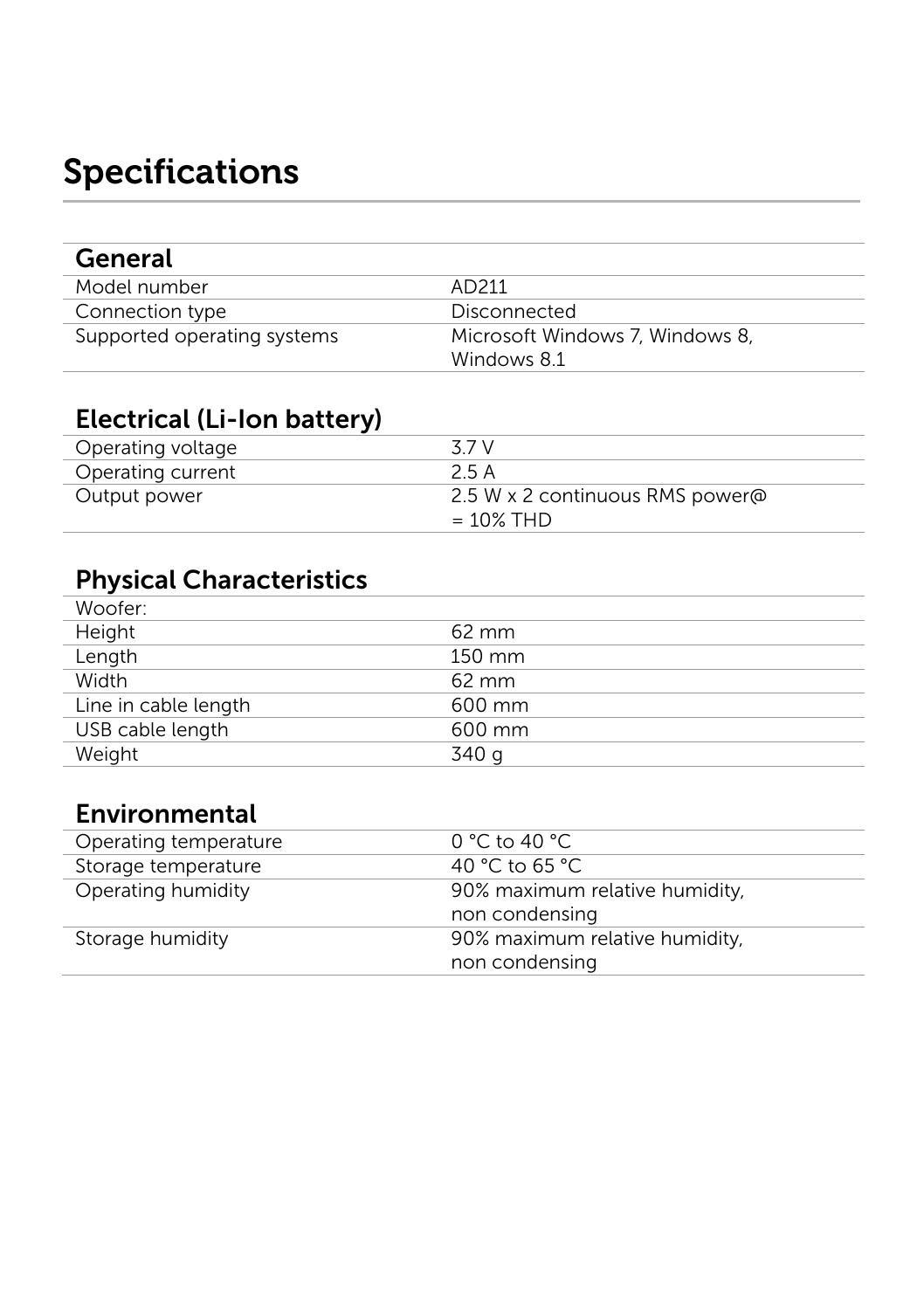# Specifications

## General

| | |
|---|---|
| Model number | AD211 |
| Connection type | Disconnected |
| Supported operating systems | Microsoft Windows 7, Windows 8, Windows 8.1 |

## Electrical (Li-Ion battery)

| | |
|---|---|
| Operating voltage | 3.7 V |
| Operating current | 2.5 A |
| Output power | 2.5 W x 2 continuous RMS power@ = 10% THD |

## Physical Characteristics

| | |
|---|---|
| Woofer: | |
| Height | 62 mm |
| Length | 150 mm |
| Width | 62 mm |
| Line in cable length | 600 mm |
| USB cable length | 600 mm |
| Weight | 340 g |

## Environmental

| | |
|---|---|
| Operating temperature | 0 °C to 40 °C |
| Storage temperature | 40 °C to 65 °C |
| Operating humidity | 90% maximum relative humidity, non condensing |
| Storage humidity | 90% maximum relative humidity, non condensing |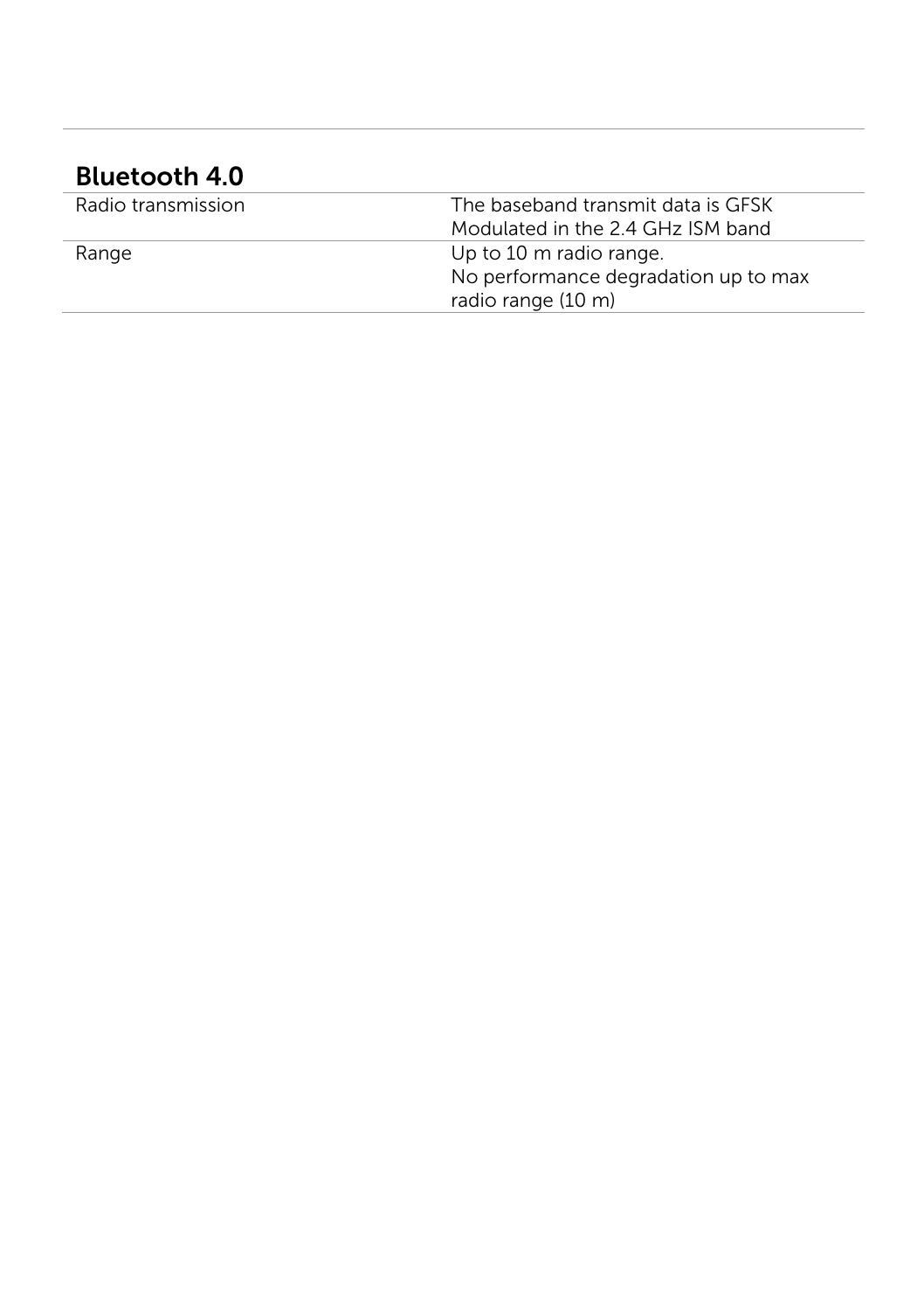## Bluetooth 4.0

| | |
|---|---|
| Radio transmission | The baseband transmit data is GFSK Modulated in the 2.4 GHz ISM band |
| Range | Up to 10 m radio range.<br>No performance degradation up to max radio range (10 m) |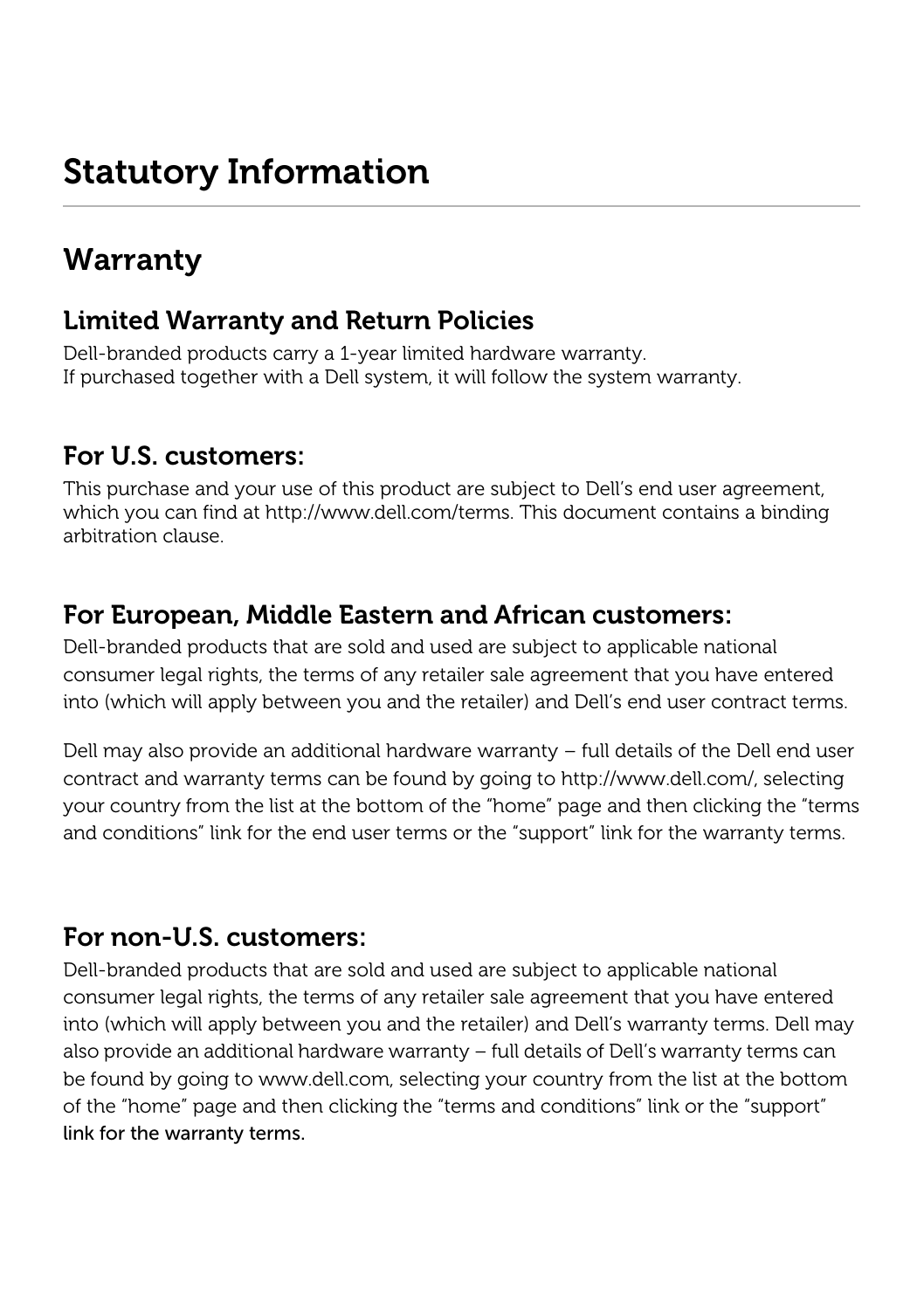# Statutory Information

## Warranty

### Limited Warranty and Return Policies

Dell-branded products carry a 1-year limited hardware warranty.
If purchased together with a Dell system, it will follow the system warranty.

### For U.S. customers:

This purchase and your use of this product are subject to Dell's end user agreement, which you can find at http://www.dell.com/terms. This document contains a binding arbitration clause.

### For European, Middle Eastern and African customers:

Dell-branded products that are sold and used are subject to applicable national consumer legal rights, the terms of any retailer sale agreement that you have entered into (which will apply between you and the retailer) and Dell's end user contract terms.

Dell may also provide an additional hardware warranty – full details of the Dell end user contract and warranty terms can be found by going to http://www.dell.com/, selecting your country from the list at the bottom of the "home" page and then clicking the "terms and conditions" link for the end user terms or the "support" link for the warranty terms.

### For non-U.S. customers:

Dell-branded products that are sold and used are subject to applicable national consumer legal rights, the terms of any retailer sale agreement that you have entered into (which will apply between you and the retailer) and Dell's warranty terms. Dell may also provide an additional hardware warranty – full details of Dell's warranty terms can be found by going to www.dell.com, selecting your country from the list at the bottom of the "home" page and then clicking the "terms and conditions" link or the "support" link for the warranty terms.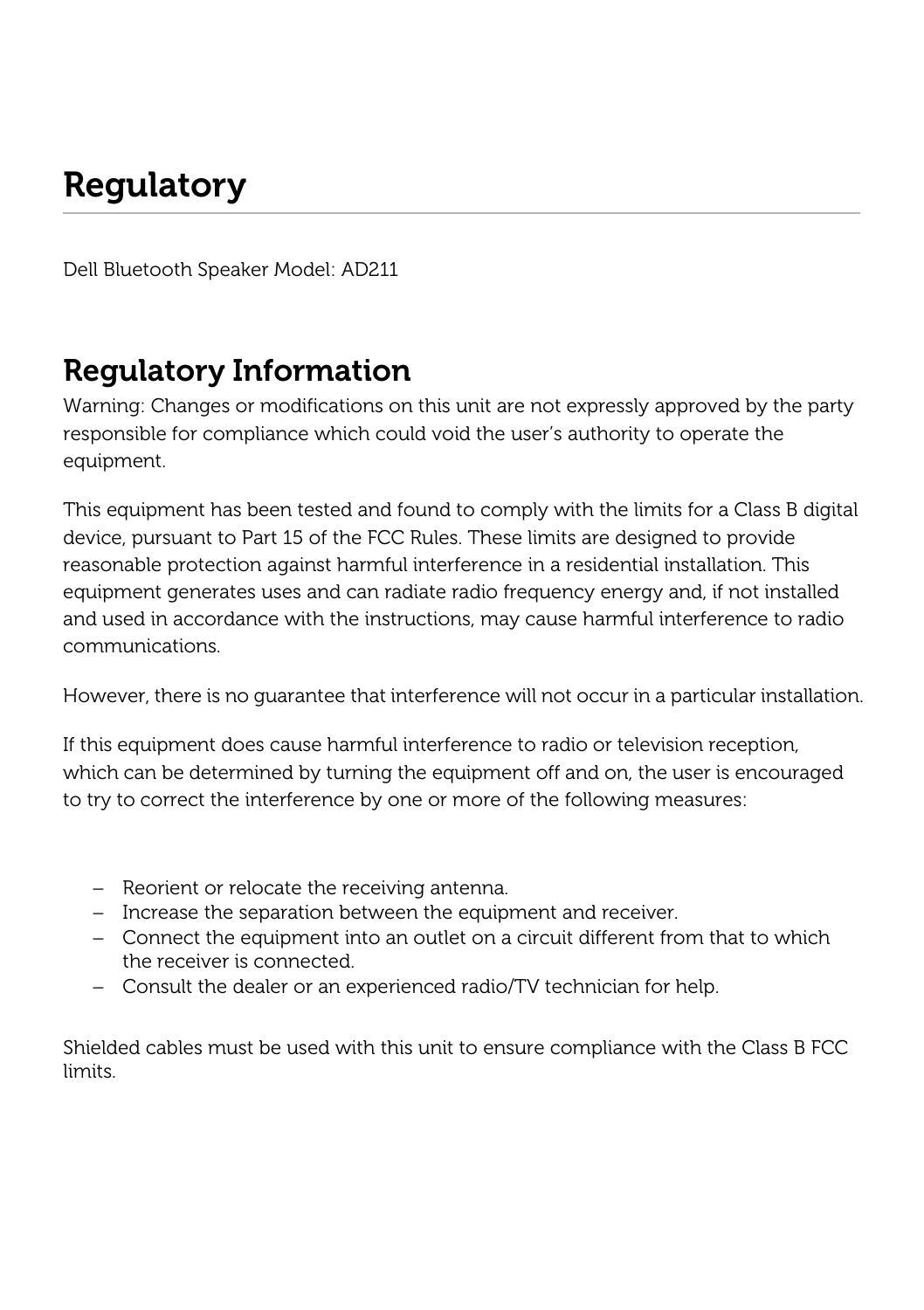# Regulatory

Dell Bluetooth Speaker Model: AD211

## Regulatory Information

Warning: Changes or modifications on this unit are not expressly approved by the party responsible for compliance which could void the user's authority to operate the equipment.

This equipment has been tested and found to comply with the limits for a Class B digital device, pursuant to Part 15 of the FCC Rules. These limits are designed to provide reasonable protection against harmful interference in a residential installation. This equipment generates uses and can radiate radio frequency energy and, if not installed and used in accordance with the instructions, may cause harmful interference to radio communications.

However, there is no guarantee that interference will not occur in a particular installation.

If this equipment does cause harmful interference to radio or television reception, which can be determined by turning the equipment off and on, the user is encouraged to try to correct the interference by one or more of the following measures:

- Reorient or relocate the receiving antenna.
- Increase the separation between the equipment and receiver.
- Connect the equipment into an outlet on a circuit different from that to which the receiver is connected.
- Consult the dealer or an experienced radio/TV technician for help.

Shielded cables must be used with this unit to ensure compliance with the Class B FCC limits.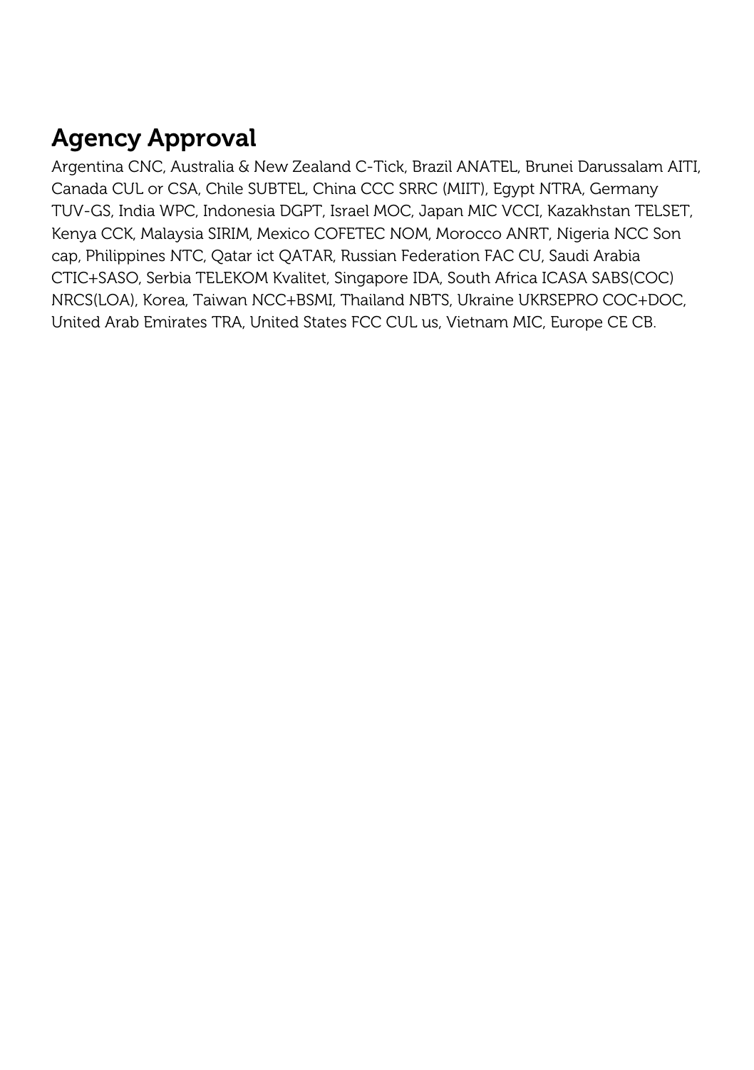## Agency Approval

Argentina CNC, Australia & New Zealand C-Tick, Brazil ANATEL, Brunei Darussalam AITI, Canada CUL or CSA, Chile SUBTEL, China CCC SRRC (MIIT), Egypt NTRA, Germany TUV-GS, India WPC, Indonesia DGPT, Israel MOC, Japan MIC VCCI, Kazakhstan TELSET, Kenya CCK, Malaysia SIRIM, Mexico COFETEC NOM, Morocco ANRT, Nigeria NCC Son cap, Philippines NTC, Qatar ict QATAR, Russian Federation FAC CU, Saudi Arabia CTIC+SASO, Serbia TELEKOM Kvalitet, Singapore IDA, South Africa ICASA SABS(COC) NRCS(LOA), Korea, Taiwan NCC+BSMI, Thailand NBTS, Ukraine UKRSEPRO COC+DOC, United Arab Emirates TRA, United States FCC CUL us, Vietnam MIC, Europe CE CB.